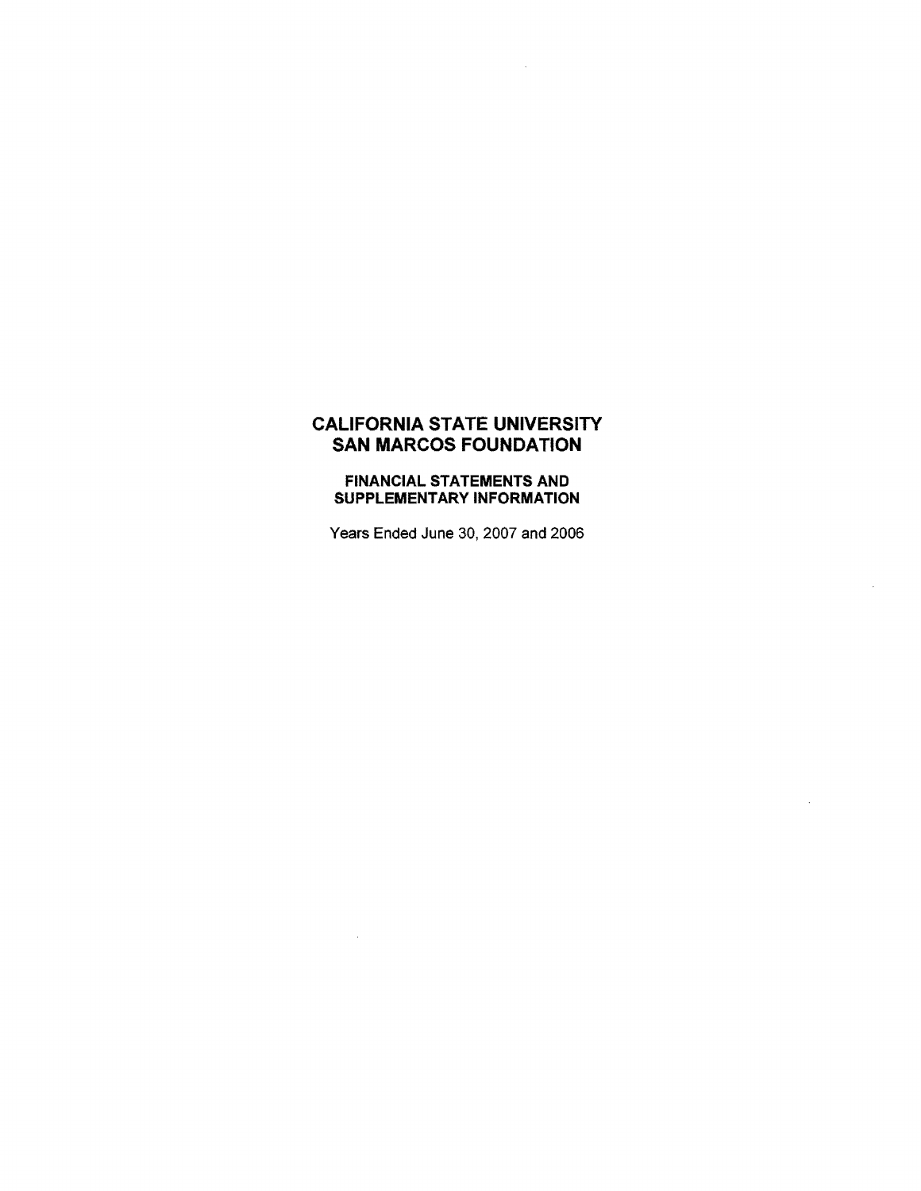# CALIFORNIA STATE UNIVERSITY SAN MARCOS FOUNDATION

## FINANCIAL STATEMENTS AND SUPPLEMENTARY INFORMATION

Years Ended June 30, 2007 and 2006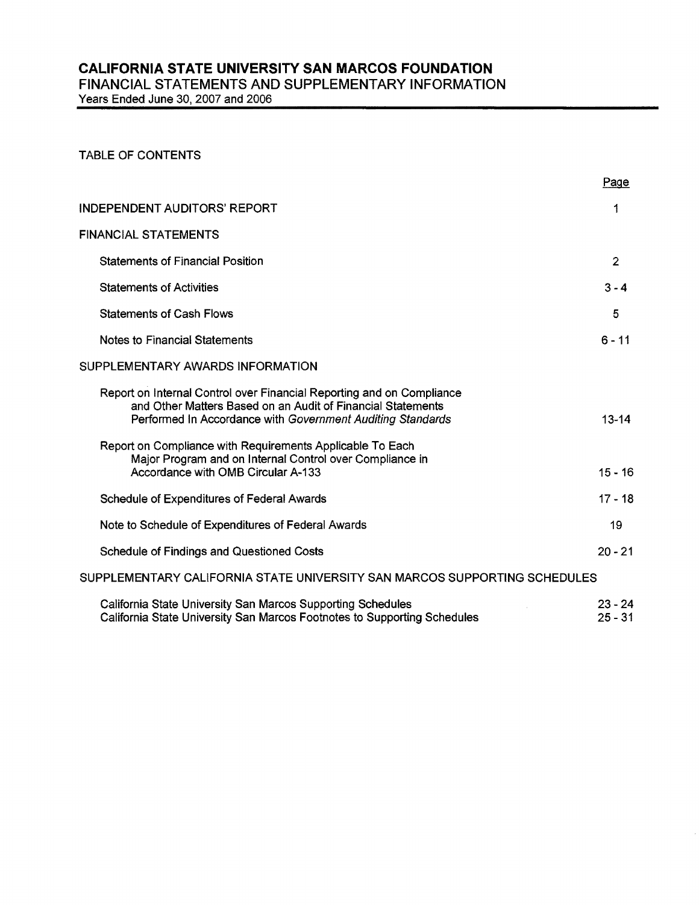# CALIFORNIA STATE UNIVERSITY SAN MARCOS FOUNDATION

FINANCIAL STATEMENTS AND SUPPLEMENTARY INFORMATION

Years Ended June 30, 2007 and 2006

TABLE OF CONTENTS

| | Page |
|---|---|
| INDEPENDENT AUDITORS' REPORT | 1 |
| FINANCIAL STATEMENTS | |
| Statements of Financial Position | 2 |
| Statements of Activities | 3 - 4 |
| Statements of Cash Flows | 5 |
| Notes to Financial Statements | 6 - 11 |
| SUPPLEMENTARY AWARDS INFORMATION | |
| Report on Internal Control over Financial Reporting and on Compliance and Other Matters Based on an Audit of Financial Statements Performed In Accordance with *Government Auditing Standards* | 13-14 |
| Report on Compliance with Requirements Applicable To Each Major Program and on Internal Control over Compliance in Accordance with OMB Circular A-133 | 15 - 16 |
| Schedule of Expenditures of Federal Awards | 17 - 18 |
| Note to Schedule of Expenditures of Federal Awards | 19 |
| Schedule of Findings and Questioned Costs | 20 - 21 |
| SUPPLEMENTARY CALIFORNIA STATE UNIVERSITY SAN MARCOS SUPPORTING SCHEDULES | |
| California State University San Marcos Supporting Schedules | 23 - 24 |
| California State University San Marcos Footnotes to Supporting Schedules | 25 - 31 |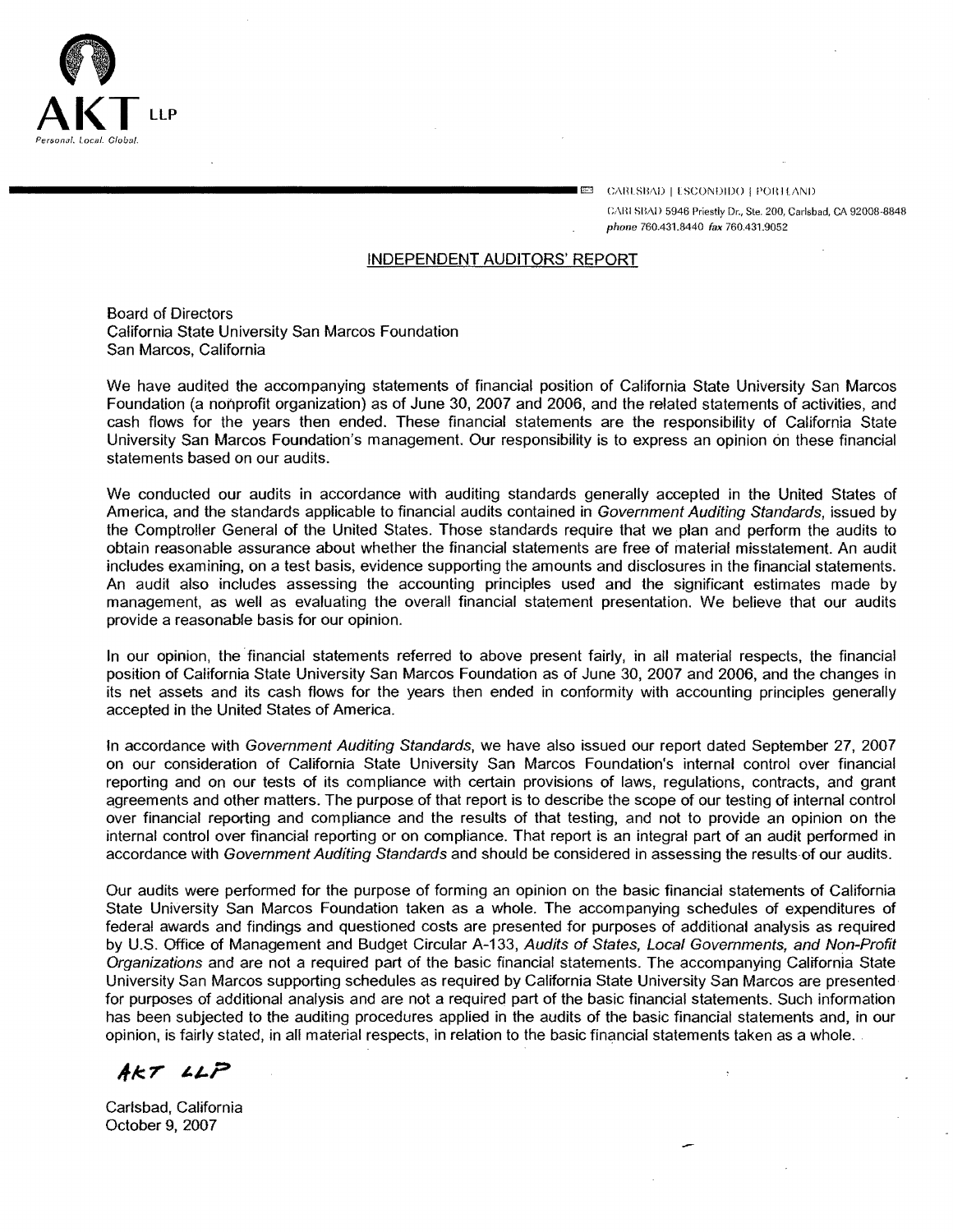**AKT** LLP
*Personal. Local. Global.*

CARLSBAD | ESCONDIDO | PORTLAND
CARLSBAD 5946 Priestly Dr., Ste. 200, Carlsbad, CA 92008-8848
*phone* 760.431.8440 *fax* 760.431.9052

## INDEPENDENT AUDITORS' REPORT

Board of Directors
California State University San Marcos Foundation
San Marcos, California

We have audited the accompanying statements of financial position of California State University San Marcos Foundation (a nonprofit organization) as of June 30, 2007 and 2006, and the related statements of activities, and cash flows for the years then ended. These financial statements are the responsibility of California State University San Marcos Foundation's management. Our responsibility is to express an opinion on these financial statements based on our audits.

We conducted our audits in accordance with auditing standards generally accepted in the United States of America, and the standards applicable to financial audits contained in *Government Auditing Standards*, issued by the Comptroller General of the United States. Those standards require that we plan and perform the audits to obtain reasonable assurance about whether the financial statements are free of material misstatement. An audit includes examining, on a test basis, evidence supporting the amounts and disclosures in the financial statements. An audit also includes assessing the accounting principles used and the significant estimates made by management, as well as evaluating the overall financial statement presentation. We believe that our audits provide a reasonable basis for our opinion.

In our opinion, the financial statements referred to above present fairly, in all material respects, the financial position of California State University San Marcos Foundation as of June 30, 2007 and 2006, and the changes in its net assets and its cash flows for the years then ended in conformity with accounting principles generally accepted in the United States of America.

In accordance with *Government Auditing Standards*, we have also issued our report dated September 27, 2007 on our consideration of California State University San Marcos Foundation's internal control over financial reporting and on our tests of its compliance with certain provisions of laws, regulations, contracts, and grant agreements and other matters. The purpose of that report is to describe the scope of our testing of internal control over financial reporting and compliance and the results of that testing, and not to provide an opinion on the internal control over financial reporting or on compliance. That report is an integral part of an audit performed in accordance with *Government Auditing Standards* and should be considered in assessing the results of our audits.

Our audits were performed for the purpose of forming an opinion on the basic financial statements of California State University San Marcos Foundation taken as a whole. The accompanying schedules of expenditures of federal awards and findings and questioned costs are presented for purposes of additional analysis as required by U.S. Office of Management and Budget Circular A-133, *Audits of States, Local Governments, and Non-Profit Organizations* and are not a required part of the basic financial statements. The accompanying California State University San Marcos supporting schedules as required by California State University San Marcos are presented for purposes of additional analysis and are not a required part of the basic financial statements. Such information has been subjected to the auditing procedures applied in the audits of the basic financial statements and, in our opinion, is fairly stated, in all material respects, in relation to the basic financial statements taken as a whole.

*AKT LLP*

Carlsbad, California
October 9, 2007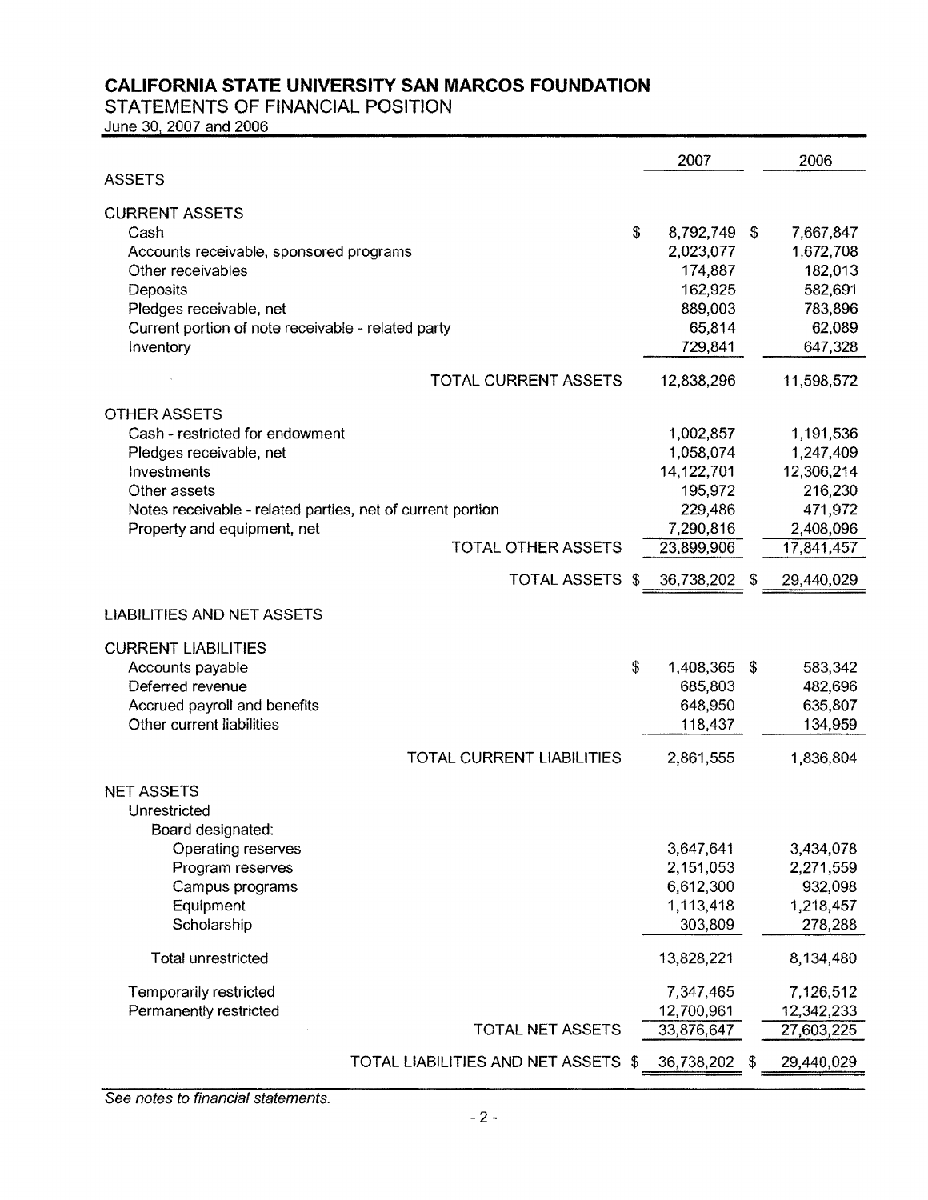# CALIFORNIA STATE UNIVERSITY SAN MARCOS FOUNDATION

## STATEMENTS OF FINANCIAL POSITION

June 30, 2007 and 2006

| | 2007 | 2006 |
|---|---|---|
| **ASSETS** | | |
| **CURRENT ASSETS** | | |
| Cash | $ 8,792,749 | $ 7,667,847 |
| Accounts receivable, sponsored programs | 2,023,077 | 1,672,708 |
| Other receivables | 174,887 | 182,013 |
| Deposits | 162,925 | 582,691 |
| Pledges receivable, net | 889,003 | 783,896 |
| Current portion of note receivable - related party | 65,814 | 62,089 |
| Inventory | 729,841 | 647,328 |
| TOTAL CURRENT ASSETS | 12,838,296 | 11,598,572 |
| **OTHER ASSETS** | | |
| Cash - restricted for endowment | 1,002,857 | 1,191,536 |
| Pledges receivable, net | 1,058,074 | 1,247,409 |
| Investments | 14,122,701 | 12,306,214 |
| Other assets | 195,972 | 216,230 |
| Notes receivable - related parties, net of current portion | 229,486 | 471,972 |
| Property and equipment, net | 7,290,816 | 2,408,096 |
| TOTAL OTHER ASSETS | 23,899,906 | 17,841,457 |
| TOTAL ASSETS | $ 36,738,202 | $ 29,440,029 |
| **LIABILITIES AND NET ASSETS** | | |
| **CURRENT LIABILITIES** | | |
| Accounts payable | $ 1,408,365 | $ 583,342 |
| Deferred revenue | 685,803 | 482,696 |
| Accrued payroll and benefits | 648,950 | 635,807 |
| Other current liabilities | 118,437 | 134,959 |
| TOTAL CURRENT LIABILITIES | 2,861,555 | 1,836,804 |
| **NET ASSETS** | | |
| Unrestricted | | |
| Board designated: | | |
| Operating reserves | 3,647,641 | 3,434,078 |
| Program reserves | 2,151,053 | 2,271,559 |
| Campus programs | 6,612,300 | 932,098 |
| Equipment | 1,113,418 | 1,218,457 |
| Scholarship | 303,809 | 278,288 |
| Total unrestricted | 13,828,221 | 8,134,480 |
| Temporarily restricted | 7,347,465 | 7,126,512 |
| Permanently restricted | 12,700,961 | 12,342,233 |
| TOTAL NET ASSETS | 33,876,647 | 27,603,225 |
| TOTAL LIABILITIES AND NET ASSETS | $ 36,738,202 | $ 29,440,029 |

*See notes to financial statements.*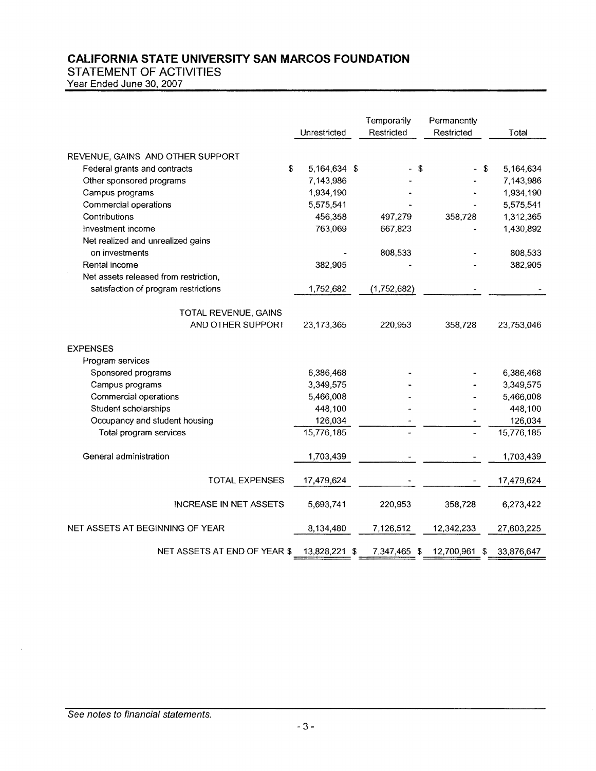# CALIFORNIA STATE UNIVERSITY SAN MARCOS FOUNDATION

## STATEMENT OF ACTIVITIES

Year Ended June 30, 2007

| | Unrestricted | Temporarily Restricted | Permanently Restricted | Total |
|---|---|---|---|---|
| REVENUE, GAINS AND OTHER SUPPORT | | | | |
| Federal grants and contracts | $ 5,164,634 | $ - | $ - | $ 5,164,634 |
| Other sponsored programs | 7,143,986 | - | - | 7,143,986 |
| Campus programs | 1,934,190 | - | - | 1,934,190 |
| Commercial operations | 5,575,541 | - | - | 5,575,541 |
| Contributions | 456,358 | 497,279 | 358,728 | 1,312,365 |
| Investment income | 763,069 | 667,823 | - | 1,430,892 |
| Net realized and unrealized gains on investments | - | 808,533 | - | 808,533 |
| Rental income | 382,905 | - | - | 382,905 |
| Net assets released from restriction, satisfaction of program restrictions | 1,752,682 | (1,752,682) | - | - |
| TOTAL REVENUE, GAINS AND OTHER SUPPORT | 23,173,365 | 220,953 | 358,728 | 23,753,046 |
| EXPENSES | | | | |
| Program services | | | | |
| Sponsored programs | 6,386,468 | - | - | 6,386,468 |
| Campus programs | 3,349,575 | - | - | 3,349,575 |
| Commercial operations | 5,466,008 | - | - | 5,466,008 |
| Student scholarships | 448,100 | - | - | 448,100 |
| Occupancy and student housing | 126,034 | - | - | 126,034 |
| Total program services | 15,776,185 | - | - | 15,776,185 |
| General administration | 1,703,439 | - | - | 1,703,439 |
| TOTAL EXPENSES | 17,479,624 | - | - | 17,479,624 |
| INCREASE IN NET ASSETS | 5,693,741 | 220,953 | 358,728 | 6,273,422 |
| NET ASSETS AT BEGINNING OF YEAR | 8,134,480 | 7,126,512 | 12,342,233 | 27,603,225 |
| NET ASSETS AT END OF YEAR | $ 13,828,221 | $ 7,347,465 | $ 12,700,961 | $ 33,876,647 |

*See notes to financial statements.*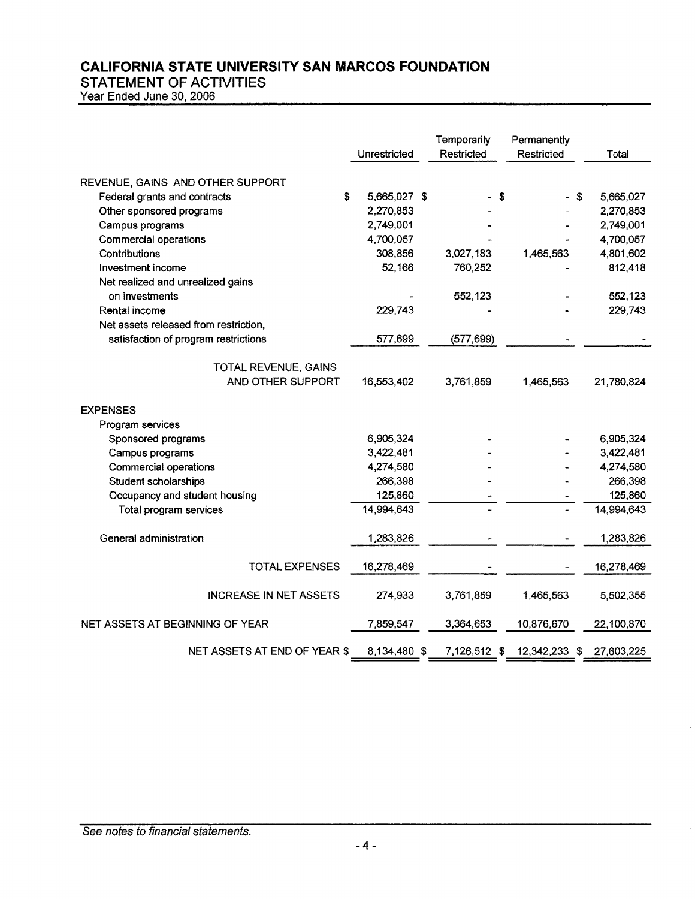# CALIFORNIA STATE UNIVERSITY SAN MARCOS FOUNDATION

## STATEMENT OF ACTIVITIES

Year Ended June 30, 2006

| | Unrestricted | Temporarily Restricted | Permanently Restricted | Total |
|---|---|---|---|---|
| REVENUE, GAINS AND OTHER SUPPORT | | | | |
| Federal grants and contracts | $ 5,665,027 | $ - | $ - | $ 5,665,027 |
| Other sponsored programs | 2,270,853 | - | - | 2,270,853 |
| Campus programs | 2,749,001 | - | - | 2,749,001 |
| Commercial operations | 4,700,057 | - | - | 4,700,057 |
| Contributions | 308,856 | 3,027,183 | 1,465,563 | 4,801,602 |
| Investment income | 52,166 | 760,252 | - | 812,418 |
| Net realized and unrealized gains on investments | - | 552,123 | - | 552,123 |
| Rental income | 229,743 | - | - | 229,743 |
| Net assets released from restriction, satisfaction of program restrictions | 577,699 | (577,699) | - | - |
| TOTAL REVENUE, GAINS AND OTHER SUPPORT | 16,553,402 | 3,761,859 | 1,465,563 | 21,780,824 |
| EXPENSES | | | | |
| Program services | | | | |
| Sponsored programs | 6,905,324 | - | - | 6,905,324 |
| Campus programs | 3,422,481 | - | - | 3,422,481 |
| Commercial operations | 4,274,580 | - | - | 4,274,580 |
| Student scholarships | 266,398 | - | - | 266,398 |
| Occupancy and student housing | 125,860 | - | - | 125,860 |
| Total program services | 14,994,643 | - | - | 14,994,643 |
| General administration | 1,283,826 | - | - | 1,283,826 |
| TOTAL EXPENSES | 16,278,469 | - | - | 16,278,469 |
| INCREASE IN NET ASSETS | 274,933 | 3,761,859 | 1,465,563 | 5,502,355 |
| NET ASSETS AT BEGINNING OF YEAR | 7,859,547 | 3,364,653 | 10,876,670 | 22,100,870 |
| NET ASSETS AT END OF YEAR | $ 8,134,480 | $ 7,126,512 | $ 12,342,233 | $ 27,603,225 |

*See notes to financial statements.*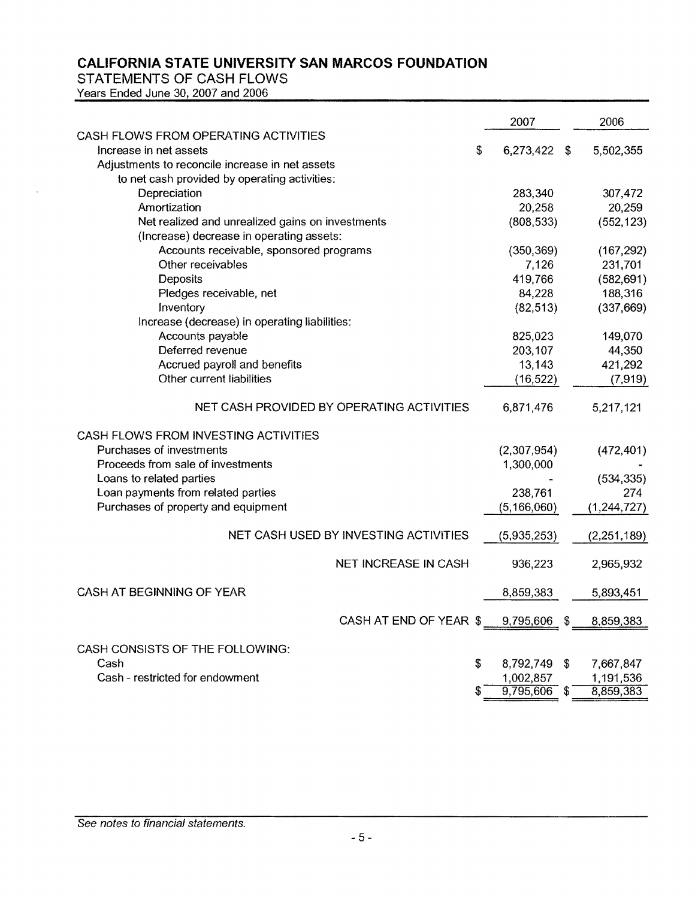# CALIFORNIA STATE UNIVERSITY SAN MARCOS FOUNDATION

## STATEMENTS OF CASH FLOWS

Years Ended June 30, 2007 and 2006

| | 2007 | 2006 |
|---|---|---|
| **CASH FLOWS FROM OPERATING ACTIVITIES** | | |
| Increase in net assets | $ 6,273,422 | $ 5,502,355 |
| Adjustments to reconcile increase in net assets to net cash provided by operating activities: | | |
| Depreciation | 283,340 | 307,472 |
| Amortization | 20,258 | 20,259 |
| Net realized and unrealized gains on investments | (808,533) | (552,123) |
| (Increase) decrease in operating assets: | | |
| Accounts receivable, sponsored programs | (350,369) | (167,292) |
| Other receivables | 7,126 | 231,701 |
| Deposits | 419,766 | (582,691) |
| Pledges receivable, net | 84,228 | 188,316 |
| Inventory | (82,513) | (337,669) |
| Increase (decrease) in operating liabilities: | | |
| Accounts payable | 825,023 | 149,070 |
| Deferred revenue | 203,107 | 44,350 |
| Accrued payroll and benefits | 13,143 | 421,292 |
| Other current liabilities | (16,522) | (7,919) |
| NET CASH PROVIDED BY OPERATING ACTIVITIES | 6,871,476 | 5,217,121 |
| **CASH FLOWS FROM INVESTING ACTIVITIES** | | |
| Purchases of investments | (2,307,954) | (472,401) |
| Proceeds from sale of investments | 1,300,000 | - |
| Loans to related parties | - | (534,335) |
| Loan payments from related parties | 238,761 | 274 |
| Purchases of property and equipment | (5,166,060) | (1,244,727) |
| NET CASH USED BY INVESTING ACTIVITIES | (5,935,253) | (2,251,189) |
| NET INCREASE IN CASH | 936,223 | 2,965,932 |
| CASH AT BEGINNING OF YEAR | 8,859,383 | 5,893,451 |
| CASH AT END OF YEAR | $ 9,795,606 | $ 8,859,383 |
| **CASH CONSISTS OF THE FOLLOWING:** | | |
| Cash | $ 8,792,749 | $ 7,667,847 |
| Cash - restricted for endowment | 1,002,857 | 1,191,536 |
| | $ 9,795,606 | $ 8,859,383 |

*See notes to financial statements.*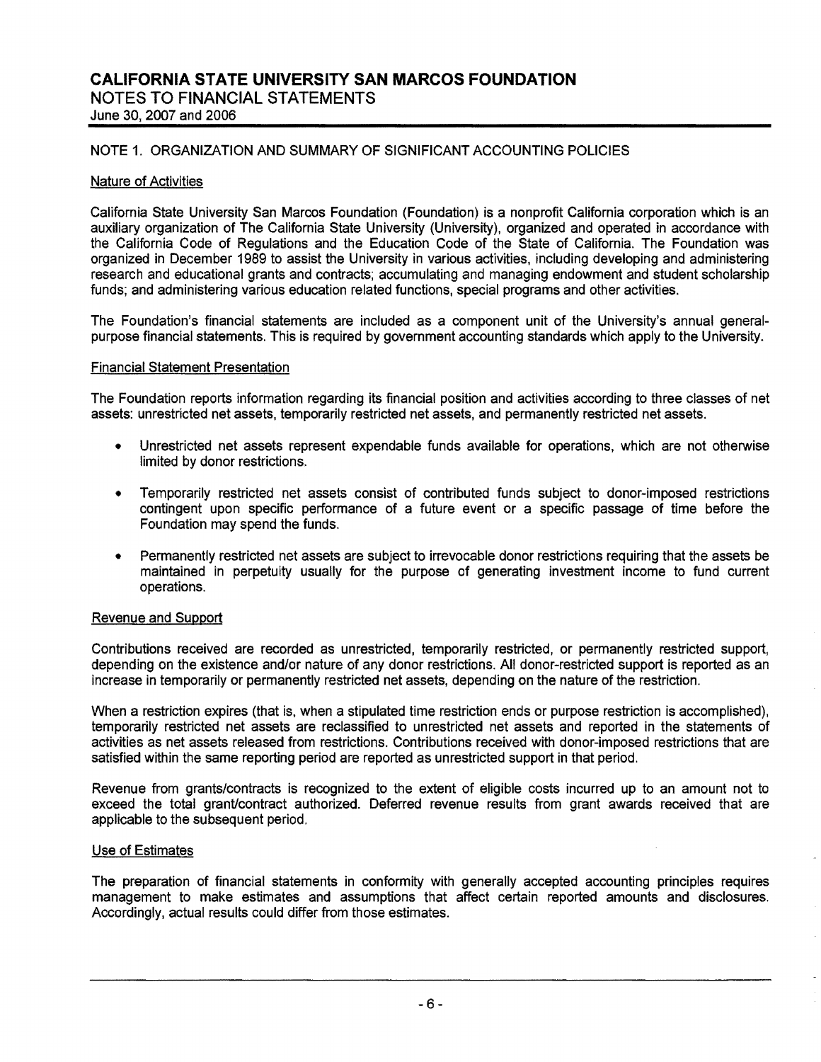# CALIFORNIA STATE UNIVERSITY SAN MARCOS FOUNDATION

## NOTES TO FINANCIAL STATEMENTS

June 30, 2007 and 2006

### NOTE 1. ORGANIZATION AND SUMMARY OF SIGNIFICANT ACCOUNTING POLICIES

#### Nature of Activities

California State University San Marcos Foundation (Foundation) is a nonprofit California corporation which is an auxiliary organization of The California State University (University), organized and operated in accordance with the California Code of Regulations and the Education Code of the State of California. The Foundation was organized in December 1989 to assist the University in various activities, including developing and administering research and educational grants and contracts; accumulating and managing endowment and student scholarship funds; and administering various education related functions, special programs and other activities.

The Foundation's financial statements are included as a component unit of the University's annual general-purpose financial statements. This is required by government accounting standards which apply to the University.

#### Financial Statement Presentation

The Foundation reports information regarding its financial position and activities according to three classes of net assets: unrestricted net assets, temporarily restricted net assets, and permanently restricted net assets.

- Unrestricted net assets represent expendable funds available for operations, which are not otherwise limited by donor restrictions.
- Temporarily restricted net assets consist of contributed funds subject to donor-imposed restrictions contingent upon specific performance of a future event or a specific passage of time before the Foundation may spend the funds.
- Permanently restricted net assets are subject to irrevocable donor restrictions requiring that the assets be maintained in perpetuity usually for the purpose of generating investment income to fund current operations.

#### Revenue and Support

Contributions received are recorded as unrestricted, temporarily restricted, or permanently restricted support, depending on the existence and/or nature of any donor restrictions. All donor-restricted support is reported as an increase in temporarily or permanently restricted net assets, depending on the nature of the restriction.

When a restriction expires (that is, when a stipulated time restriction ends or purpose restriction is accomplished), temporarily restricted net assets are reclassified to unrestricted net assets and reported in the statements of activities as net assets released from restrictions. Contributions received with donor-imposed restrictions that are satisfied within the same reporting period are reported as unrestricted support in that period.

Revenue from grants/contracts is recognized to the extent of eligible costs incurred up to an amount not to exceed the total grant/contract authorized. Deferred revenue results from grant awards received that are applicable to the subsequent period.

#### Use of Estimates

The preparation of financial statements in conformity with generally accepted accounting principles requires management to make estimates and assumptions that affect certain reported amounts and disclosures. Accordingly, actual results could differ from those estimates.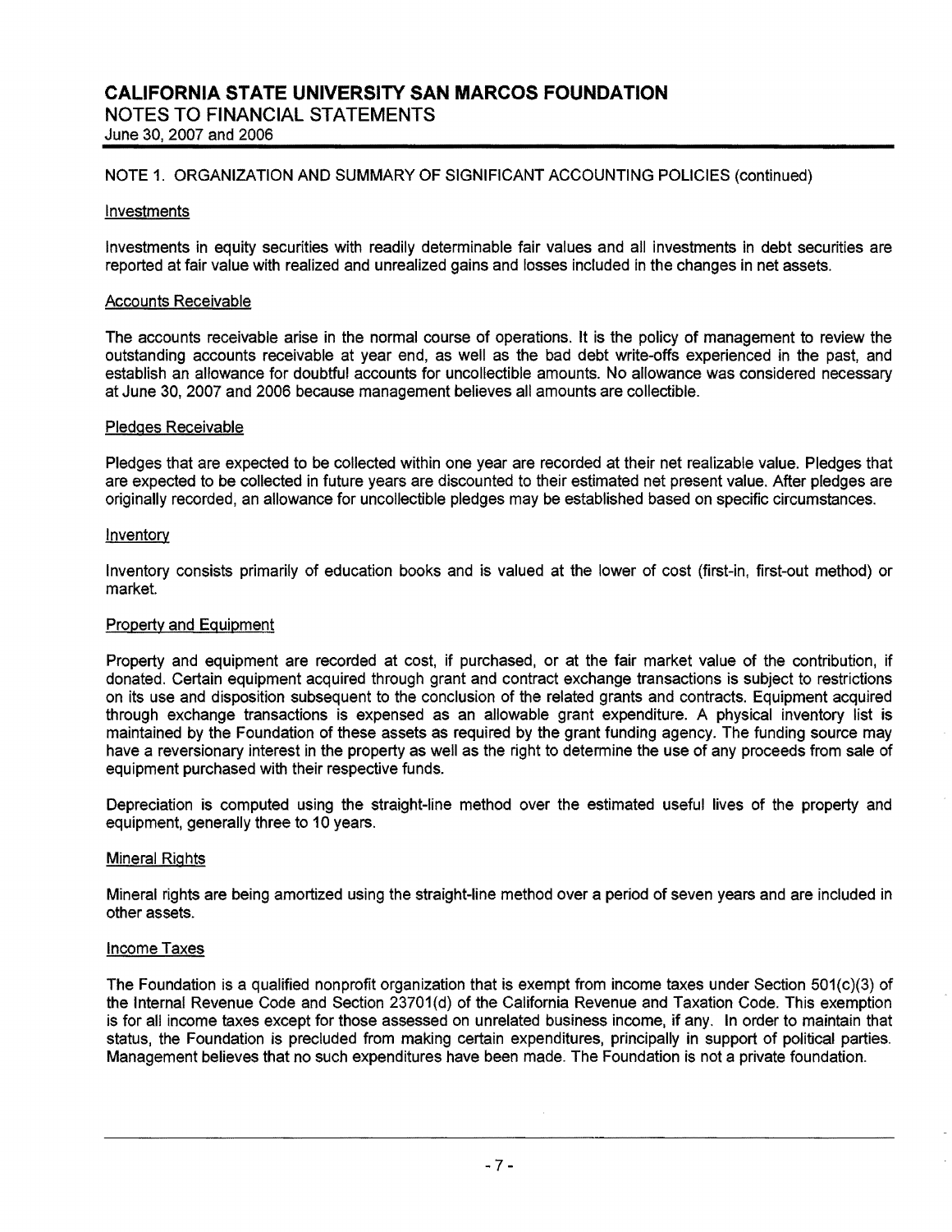# CALIFORNIA STATE UNIVERSITY SAN MARCOS FOUNDATION

## NOTES TO FINANCIAL STATEMENTS

June 30, 2007 and 2006

### NOTE 1. ORGANIZATION AND SUMMARY OF SIGNIFICANT ACCOUNTING POLICIES (continued)

#### Investments

Investments in equity securities with readily determinable fair values and all investments in debt securities are reported at fair value with realized and unrealized gains and losses included in the changes in net assets.

#### Accounts Receivable

The accounts receivable arise in the normal course of operations. It is the policy of management to review the outstanding accounts receivable at year end, as well as the bad debt write-offs experienced in the past, and establish an allowance for doubtful accounts for uncollectible amounts. No allowance was considered necessary at June 30, 2007 and 2006 because management believes all amounts are collectible.

#### Pledges Receivable

Pledges that are expected to be collected within one year are recorded at their net realizable value. Pledges that are expected to be collected in future years are discounted to their estimated net present value. After pledges are originally recorded, an allowance for uncollectible pledges may be established based on specific circumstances.

#### Inventory

Inventory consists primarily of education books and is valued at the lower of cost (first-in, first-out method) or market.

#### Property and Equipment

Property and equipment are recorded at cost, if purchased, or at the fair market value of the contribution, if donated. Certain equipment acquired through grant and contract exchange transactions is subject to restrictions on its use and disposition subsequent to the conclusion of the related grants and contracts. Equipment acquired through exchange transactions is expensed as an allowable grant expenditure. A physical inventory list is maintained by the Foundation of these assets as required by the grant funding agency. The funding source may have a reversionary interest in the property as well as the right to determine the use of any proceeds from sale of equipment purchased with their respective funds.

Depreciation is computed using the straight-line method over the estimated useful lives of the property and equipment, generally three to 10 years.

#### Mineral Rights

Mineral rights are being amortized using the straight-line method over a period of seven years and are included in other assets.

#### Income Taxes

The Foundation is a qualified nonprofit organization that is exempt from income taxes under Section 501(c)(3) of the Internal Revenue Code and Section 23701(d) of the California Revenue and Taxation Code. This exemption is for all income taxes except for those assessed on unrelated business income, if any. In order to maintain that status, the Foundation is precluded from making certain expenditures, principally in support of political parties. Management believes that no such expenditures have been made. The Foundation is not a private foundation.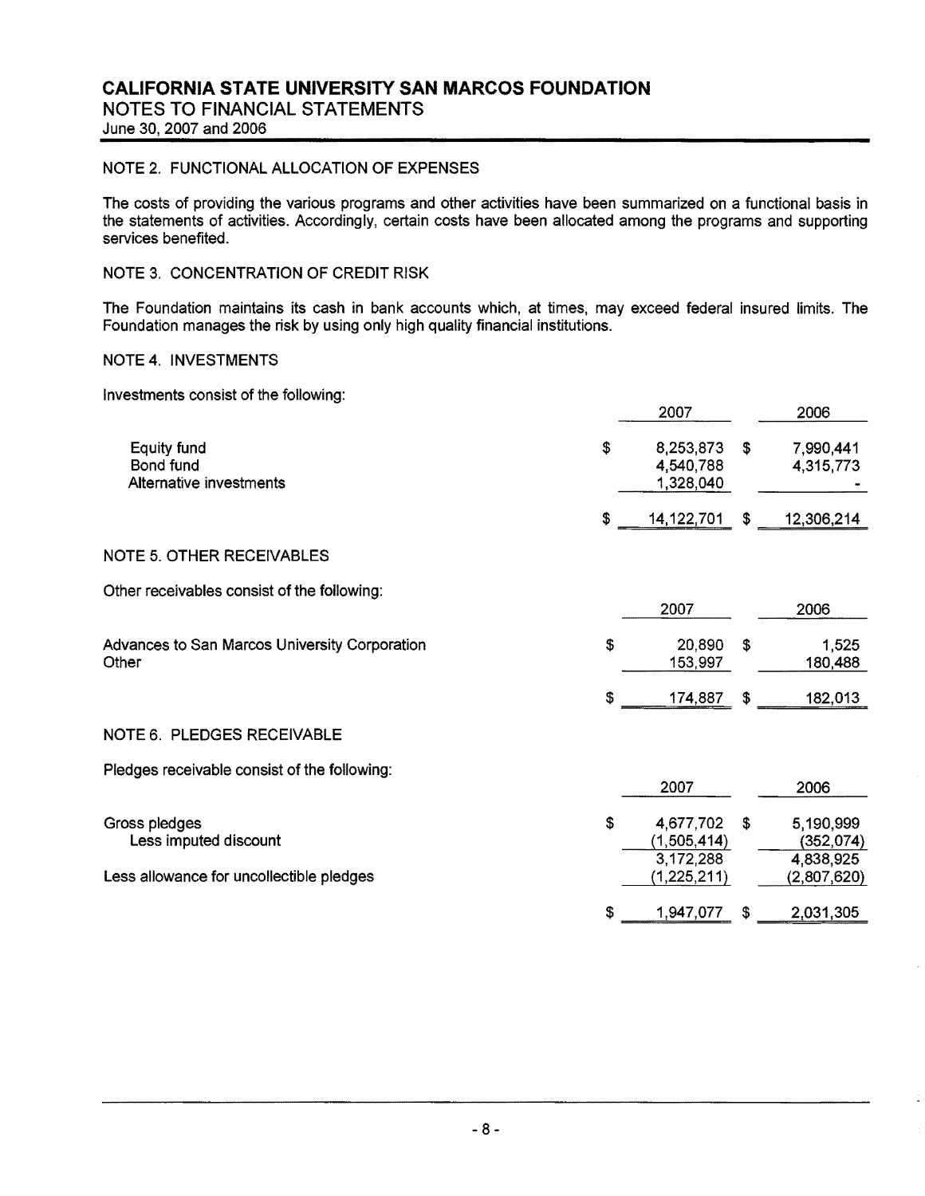# CALIFORNIA STATE UNIVERSITY SAN MARCOS FOUNDATION

## NOTES TO FINANCIAL STATEMENTS

June 30, 2007 and 2006

### NOTE 2. FUNCTIONAL ALLOCATION OF EXPENSES

The costs of providing the various programs and other activities have been summarized on a functional basis in the statements of activities. Accordingly, certain costs have been allocated among the programs and supporting services benefited.

### NOTE 3. CONCENTRATION OF CREDIT RISK

The Foundation maintains its cash in bank accounts which, at times, may exceed federal insured limits. The Foundation manages the risk by using only high quality financial institutions.

### NOTE 4. INVESTMENTS

Investments consist of the following:

| | 2007 | 2006 |
|---|---|---|
| Equity fund | $ 8,253,873 | $ 7,990,441 |
| Bond fund | 4,540,788 | 4,315,773 |
| Alternative investments | 1,328,040 | - |
| | $ 14,122,701 | $ 12,306,214 |

### NOTE 5. OTHER RECEIVABLES

Other receivables consist of the following:

| | 2007 | 2006 |
|---|---|---|
| Advances to San Marcos University Corporation | $ 20,890 | $ 1,525 |
| Other | 153,997 | 180,488 |
| | $ 174,887 | $ 182,013 |

### NOTE 6. PLEDGES RECEIVABLE

Pledges receivable consist of the following:

| | 2007 | 2006 |
|---|---|---|
| Gross pledges | $ 4,677,702 | $ 5,190,999 |
| Less imputed discount | (1,505,414) | (352,074) |
| | 3,172,288 | 4,838,925 |
| Less allowance for uncollectible pledges | (1,225,211) | (2,807,620) |
| | $ 1,947,077 | $ 2,031,305 |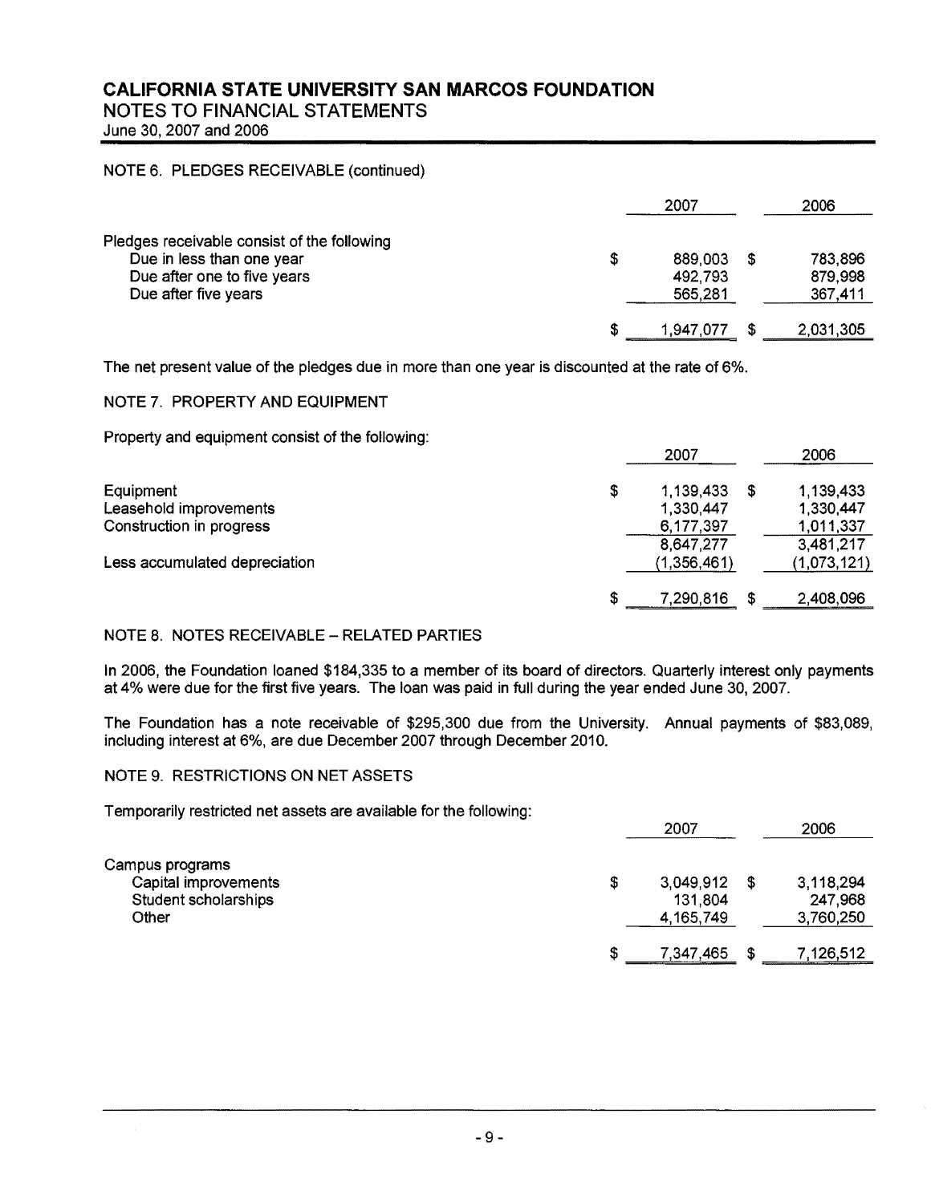# CALIFORNIA STATE UNIVERSITY SAN MARCOS FOUNDATION

## NOTES TO FINANCIAL STATEMENTS

June 30, 2007 and 2006

### NOTE 6. PLEDGES RECEIVABLE (continued)

| | 2007 | 2006 |
|---|---|---|
| Pledges receivable consist of the following | | |
| Due in less than one year | $ 889,003 | $ 783,896 |
| Due after one to five years | 492,793 | 879,998 |
| Due after five years | 565,281 | 367,411 |
| | $ 1,947,077 | $ 2,031,305 |

The net present value of the pledges due in more than one year is discounted at the rate of 6%.

### NOTE 7. PROPERTY AND EQUIPMENT

Property and equipment consist of the following:

| | 2007 | 2006 |
|---|---|---|
| Equipment | $ 1,139,433 | $ 1,139,433 |
| Leasehold improvements | 1,330,447 | 1,330,447 |
| Construction in progress | 6,177,397 | 1,011,337 |
| | 8,647,277 | 3,481,217 |
| Less accumulated depreciation | (1,356,461) | (1,073,121) |
| | $ 7,290,816 | $ 2,408,096 |

### NOTE 8. NOTES RECEIVABLE – RELATED PARTIES

In 2006, the Foundation loaned $184,335 to a member of its board of directors. Quarterly interest only payments at 4% were due for the first five years. The loan was paid in full during the year ended June 30, 2007.

The Foundation has a note receivable of $295,300 due from the University. Annual payments of $83,089, including interest at 6%, are due December 2007 through December 2010.

### NOTE 9. RESTRICTIONS ON NET ASSETS

Temporarily restricted net assets are available for the following:

| | 2007 | 2006 |
|---|---|---|
| Campus programs | | |
| Capital improvements | $ 3,049,912 | $ 3,118,294 |
| Student scholarships | 131,804 | 247,968 |
| Other | 4,165,749 | 3,760,250 |
| | $ 7,347,465 | $ 7,126,512 |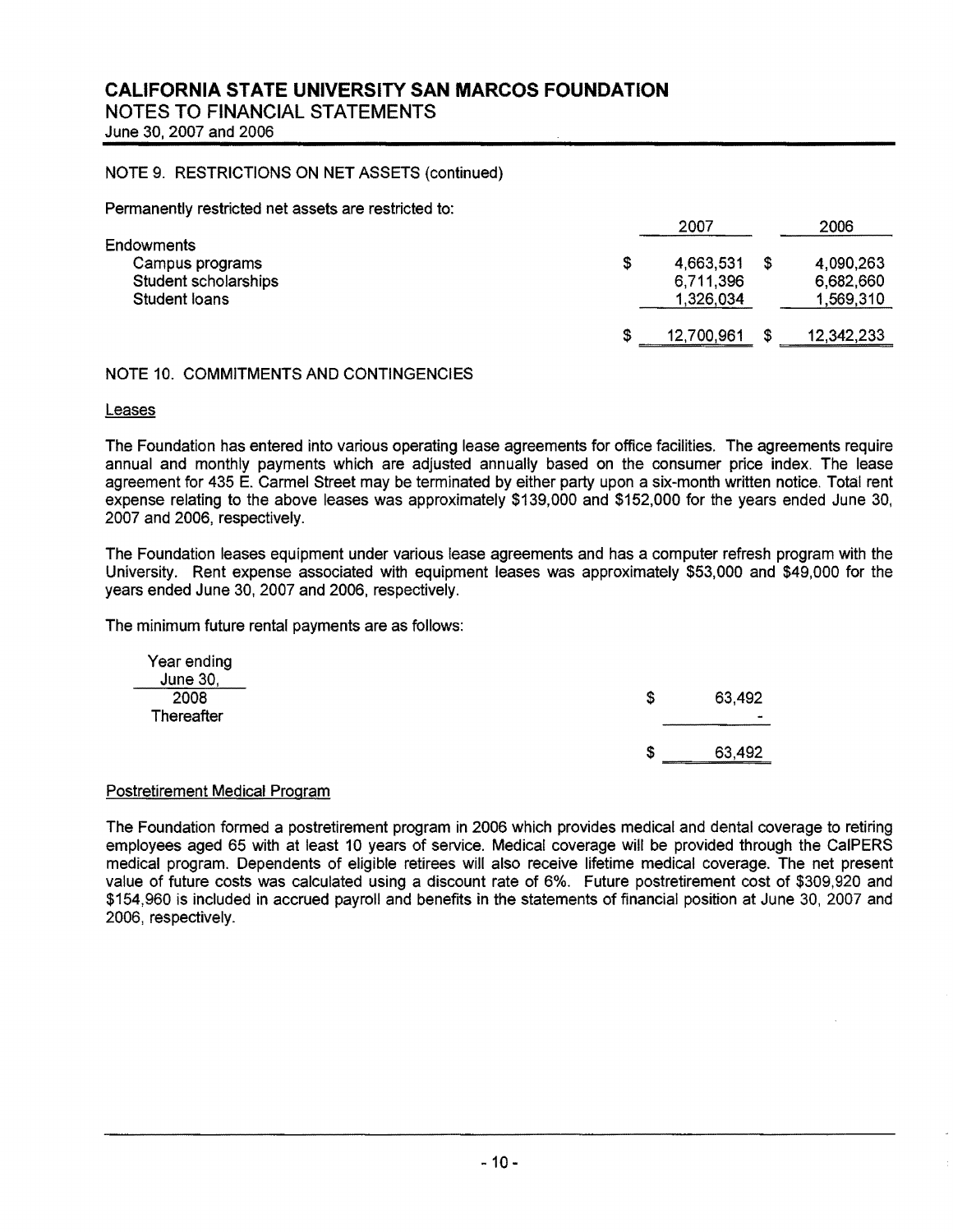# CALIFORNIA STATE UNIVERSITY SAN MARCOS FOUNDATION

## NOTES TO FINANCIAL STATEMENTS

June 30, 2007 and 2006

### NOTE 9. RESTRICTIONS ON NET ASSETS (continued)

Permanently restricted net assets are restricted to:

| | 2007 | 2006 |
|---|---|---|
| Endowments | | |
| Campus programs | $ 4,663,531 | $ 4,090,263 |
| Student scholarships | 6,711,396 | 6,682,660 |
| Student loans | 1,326,034 | 1,569,310 |
| | $ 12,700,961 | $ 12,342,233 |

### NOTE 10. COMMITMENTS AND CONTINGENCIES

#### Leases

The Foundation has entered into various operating lease agreements for office facilities. The agreements require annual and monthly payments which are adjusted annually based on the consumer price index. The lease agreement for 435 E. Carmel Street may be terminated by either party upon a six-month written notice. Total rent expense relating to the above leases was approximately $139,000 and $152,000 for the years ended June 30, 2007 and 2006, respectively.

The Foundation leases equipment under various lease agreements and has a computer refresh program with the University. Rent expense associated with equipment leases was approximately $53,000 and $49,000 for the years ended June 30, 2007 and 2006, respectively.

The minimum future rental payments are as follows:

| Year ending June 30, | |
|---|---|
| 2008 | $ 63,492 |
| Thereafter | - |
| | $ 63,492 |

#### Postretirement Medical Program

The Foundation formed a postretirement program in 2006 which provides medical and dental coverage to retiring employees aged 65 with at least 10 years of service. Medical coverage will be provided through the CalPERS medical program. Dependents of eligible retirees will also receive lifetime medical coverage. The net present value of future costs was calculated using a discount rate of 6%. Future postretirement cost of $309,920 and $154,960 is included in accrued payroll and benefits in the statements of financial position at June 30, 2007 and 2006, respectively.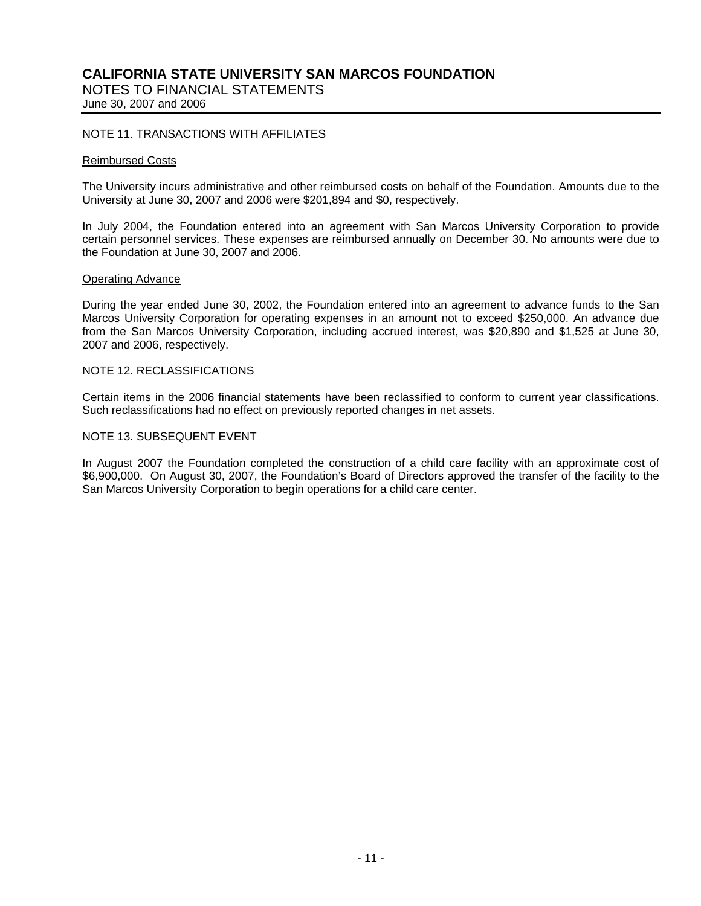# CALIFORNIA STATE UNIVERSITY SAN MARCOS FOUNDATION
NOTES TO FINANCIAL STATEMENTS
June 30, 2007 and 2006

## NOTE 11. TRANSACTIONS WITH AFFILIATES

### Reimbursed Costs

The University incurs administrative and other reimbursed costs on behalf of the Foundation. Amounts due to the University at June 30, 2007 and 2006 were $201,894 and $0, respectively.

In July 2004, the Foundation entered into an agreement with San Marcos University Corporation to provide certain personnel services. These expenses are reimbursed annually on December 30. No amounts were due to the Foundation at June 30, 2007 and 2006.

### Operating Advance

During the year ended June 30, 2002, the Foundation entered into an agreement to advance funds to the San Marcos University Corporation for operating expenses in an amount not to exceed $250,000. An advance due from the San Marcos University Corporation, including accrued interest, was $20,890 and $1,525 at June 30, 2007 and 2006, respectively.

## NOTE 12. RECLASSIFICATIONS

Certain items in the 2006 financial statements have been reclassified to conform to current year classifications. Such reclassifications had no effect on previously reported changes in net assets.

## NOTE 13. SUBSEQUENT EVENT

In August 2007 the Foundation completed the construction of a child care facility with an approximate cost of $6,900,000. On August 30, 2007, the Foundation's Board of Directors approved the transfer of the facility to the San Marcos University Corporation to begin operations for a child care center.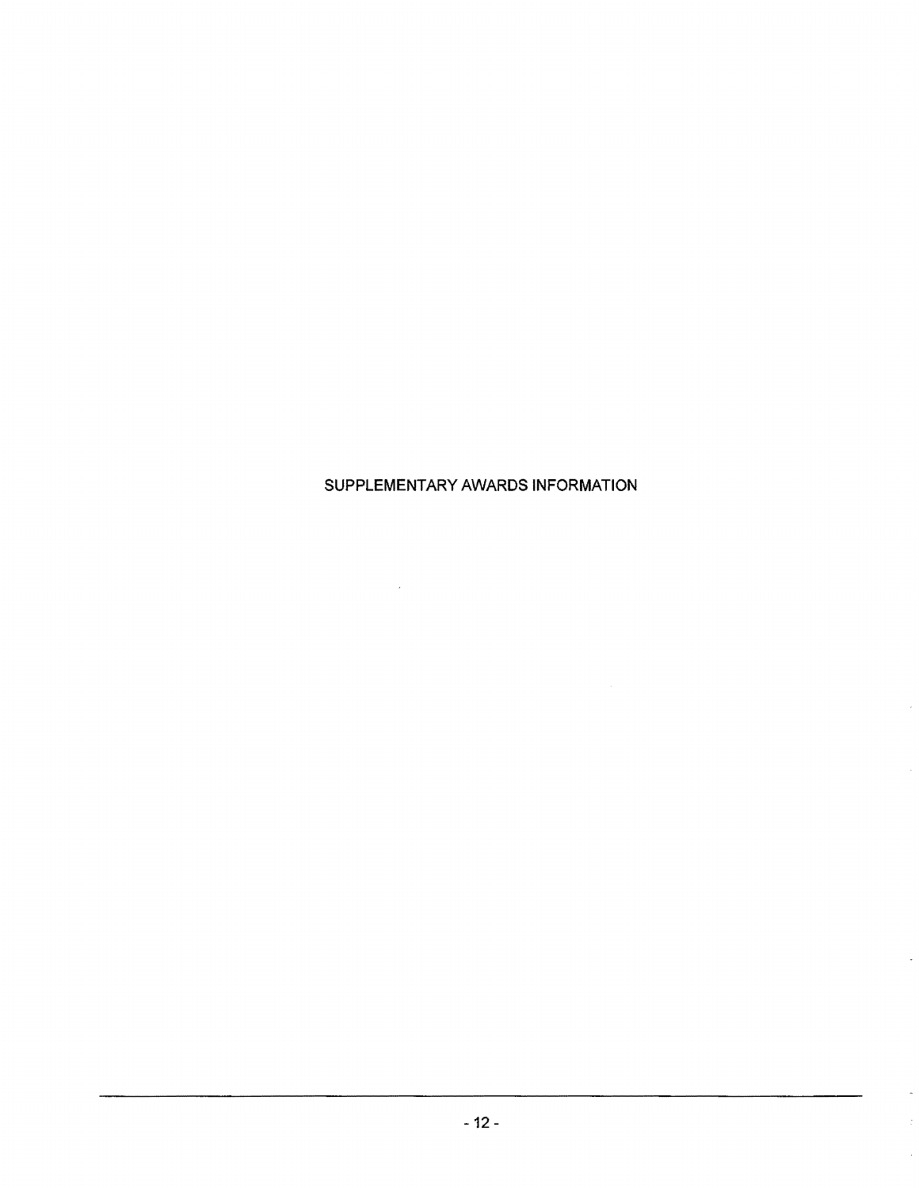# SUPPLEMENTARY AWARDS INFORMATION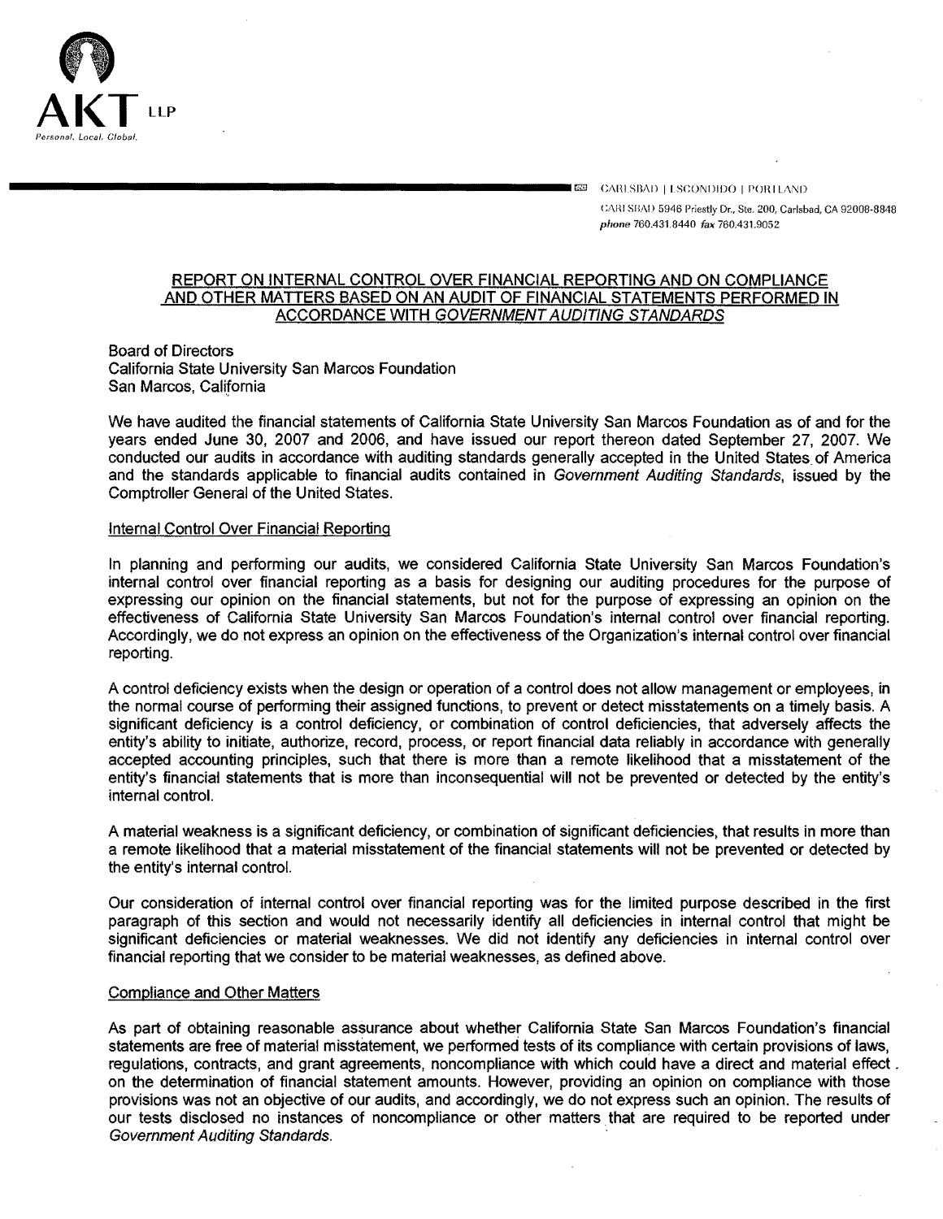AKT LLP

Personal. Local. Global.

CARLSBAD | ESCONDIDO | PORTLAND

CARLSBAD 5946 Priestly Dr., Ste. 200, Carlsbad, CA 92008-8848
*phone* 760.431.8440 *fax* 760.431.9052

# REPORT ON INTERNAL CONTROL OVER FINANCIAL REPORTING AND ON COMPLIANCE AND OTHER MATTERS BASED ON AN AUDIT OF FINANCIAL STATEMENTS PERFORMED IN ACCORDANCE WITH *GOVERNMENT AUDITING STANDARDS*

Board of Directors
California State University San Marcos Foundation
San Marcos, California

We have audited the financial statements of California State University San Marcos Foundation as of and for the years ended June 30, 2007 and 2006, and have issued our report thereon dated September 27, 2007. We conducted our audits in accordance with auditing standards generally accepted in the United States of America and the standards applicable to financial audits contained in *Government Auditing Standards*, issued by the Comptroller General of the United States.

## Internal Control Over Financial Reporting

In planning and performing our audits, we considered California State University San Marcos Foundation's internal control over financial reporting as a basis for designing our auditing procedures for the purpose of expressing our opinion on the financial statements, but not for the purpose of expressing an opinion on the effectiveness of California State University San Marcos Foundation's internal control over financial reporting. Accordingly, we do not express an opinion on the effectiveness of the Organization's internal control over financial reporting.

A control deficiency exists when the design or operation of a control does not allow management or employees, in the normal course of performing their assigned functions, to prevent or detect misstatements on a timely basis. A significant deficiency is a control deficiency, or combination of control deficiencies, that adversely affects the entity's ability to initiate, authorize, record, process, or report financial data reliably in accordance with generally accepted accounting principles, such that there is more than a remote likelihood that a misstatement of the entity's financial statements that is more than inconsequential will not be prevented or detected by the entity's internal control.

A material weakness is a significant deficiency, or combination of significant deficiencies, that results in more than a remote likelihood that a material misstatement of the financial statements will not be prevented or detected by the entity's internal control.

Our consideration of internal control over financial reporting was for the limited purpose described in the first paragraph of this section and would not necessarily identify all deficiencies in internal control that might be significant deficiencies or material weaknesses. We did not identify any deficiencies in internal control over financial reporting that we consider to be material weaknesses, as defined above.

## Compliance and Other Matters

As part of obtaining reasonable assurance about whether California State San Marcos Foundation's financial statements are free of material misstatement, we performed tests of its compliance with certain provisions of laws, regulations, contracts, and grant agreements, noncompliance with which could have a direct and material effect on the determination of financial statement amounts. However, providing an opinion on compliance with those provisions was not an objective of our audits, and accordingly, we do not express such an opinion. The results of our tests disclosed no instances of noncompliance or other matters that are required to be reported under *Government Auditing Standards*.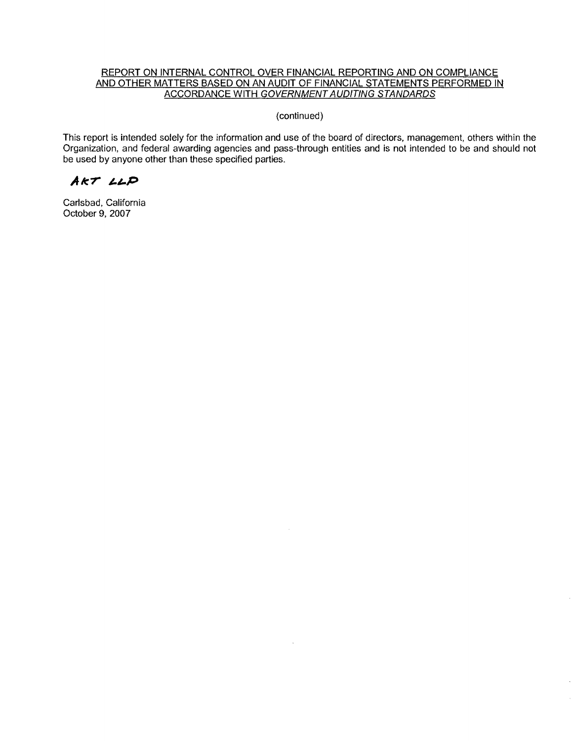REPORT ON INTERNAL CONTROL OVER FINANCIAL REPORTING AND ON COMPLIANCE AND OTHER MATTERS BASED ON AN AUDIT OF FINANCIAL STATEMENTS PERFORMED IN ACCORDANCE WITH *GOVERNMENT AUDITING STANDARDS*

(continued)

This report is intended solely for the information and use of the board of directors, management, others within the Organization, and federal awarding agencies and pass-through entities and is not intended to be and should not be used by anyone other than these specified parties.

*AKT LLP*

Carlsbad, California
October 9, 2007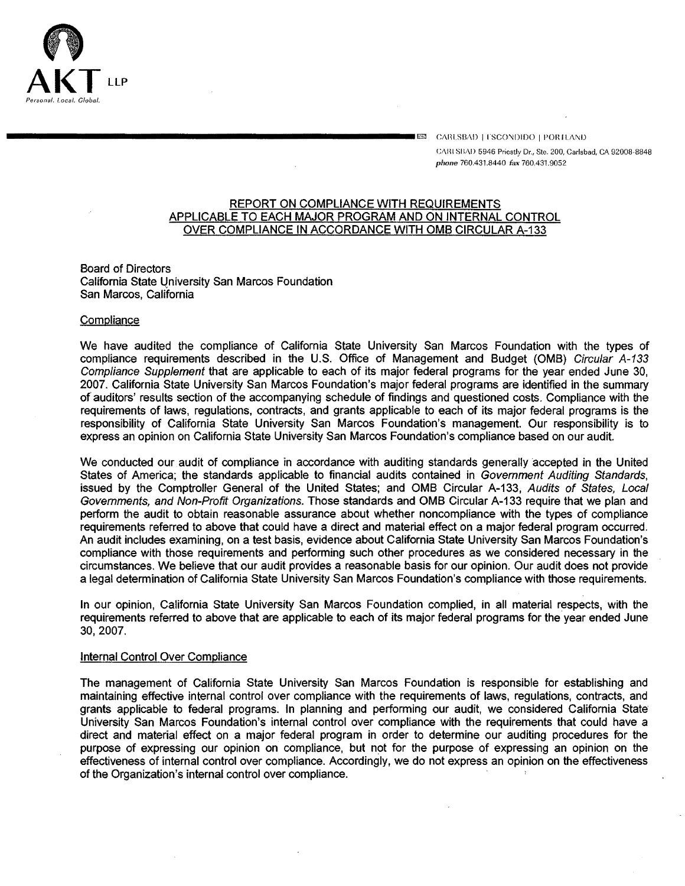**AKT** LLP
*Personal. Local. Global.*

CARLSBAD | ESCONDIDO | PORTLAND
CARLSBAD 5946 Priestly Dr., Ste. 200, Carlsbad, CA 92008-8848
*phone* 760.431.8440 *fax* 760.431.9052

## REPORT ON COMPLIANCE WITH REQUIREMENTS APPLICABLE TO EACH MAJOR PROGRAM AND ON INTERNAL CONTROL OVER COMPLIANCE IN ACCORDANCE WITH OMB CIRCULAR A-133

Board of Directors
California State University San Marcos Foundation
San Marcos, California

### Compliance

We have audited the compliance of California State University San Marcos Foundation with the types of compliance requirements described in the U.S. Office of Management and Budget (OMB) *Circular A-133 Compliance Supplement* that are applicable to each of its major federal programs for the year ended June 30, 2007. California State University San Marcos Foundation's major federal programs are identified in the summary of auditors' results section of the accompanying schedule of findings and questioned costs. Compliance with the requirements of laws, regulations, contracts, and grants applicable to each of its major federal programs is the responsibility of California State University San Marcos Foundation's management. Our responsibility is to express an opinion on California State University San Marcos Foundation's compliance based on our audit.

We conducted our audit of compliance in accordance with auditing standards generally accepted in the United States of America; the standards applicable to financial audits contained in *Government Auditing Standards*, issued by the Comptroller General of the United States; and OMB Circular A-133, *Audits of States, Local Governments, and Non-Profit Organizations.* Those standards and OMB Circular A-133 require that we plan and perform the audit to obtain reasonable assurance about whether noncompliance with the types of compliance requirements referred to above that could have a direct and material effect on a major federal program occurred. An audit includes examining, on a test basis, evidence about California State University San Marcos Foundation's compliance with those requirements and performing such other procedures as we considered necessary in the circumstances. We believe that our audit provides a reasonable basis for our opinion. Our audit does not provide a legal determination of California State University San Marcos Foundation's compliance with those requirements.

In our opinion, California State University San Marcos Foundation complied, in all material respects, with the requirements referred to above that are applicable to each of its major federal programs for the year ended June 30, 2007.

### Internal Control Over Compliance

The management of California State University San Marcos Foundation is responsible for establishing and maintaining effective internal control over compliance with the requirements of laws, regulations, contracts, and grants applicable to federal programs. In planning and performing our audit, we considered California State University San Marcos Foundation's internal control over compliance with the requirements that could have a direct and material effect on a major federal program in order to determine our auditing procedures for the purpose of expressing our opinion on compliance, but not for the purpose of expressing an opinion on the effectiveness of internal control over compliance. Accordingly, we do not express an opinion on the effectiveness of the Organization's internal control over compliance.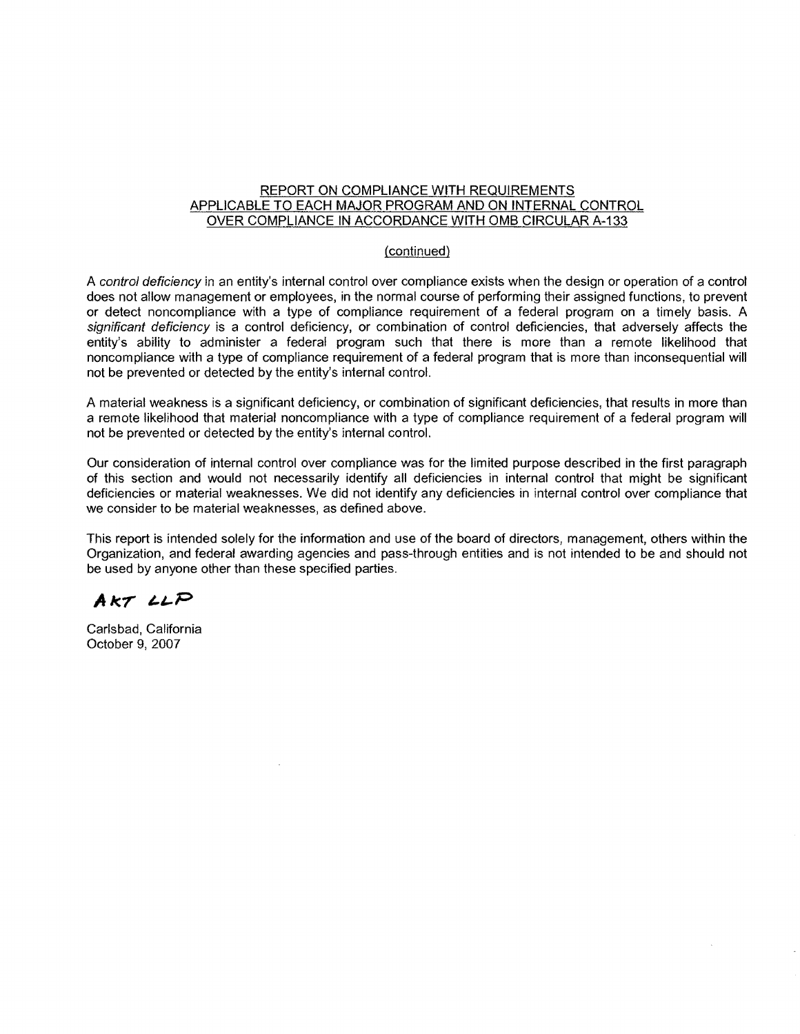## REPORT ON COMPLIANCE WITH REQUIREMENTS APPLICABLE TO EACH MAJOR PROGRAM AND ON INTERNAL CONTROL OVER COMPLIANCE IN ACCORDANCE WITH OMB CIRCULAR A-133

(continued)

A *control deficiency* in an entity's internal control over compliance exists when the design or operation of a control does not allow management or employees, in the normal course of performing their assigned functions, to prevent or detect noncompliance with a type of compliance requirement of a federal program on a timely basis. A *significant deficiency* is a control deficiency, or combination of control deficiencies, that adversely affects the entity's ability to administer a federal program such that there is more than a remote likelihood that noncompliance with a type of compliance requirement of a federal program that is more than inconsequential will not be prevented or detected by the entity's internal control.

A material weakness is a significant deficiency, or combination of significant deficiencies, that results in more than a remote likelihood that material noncompliance with a type of compliance requirement of a federal program will not be prevented or detected by the entity's internal control.

Our consideration of internal control over compliance was for the limited purpose described in the first paragraph of this section and would not necessarily identify all deficiencies in internal control that might be significant deficiencies or material weaknesses. We did not identify any deficiencies in internal control over compliance that we consider to be material weaknesses, as defined above.

This report is intended solely for the information and use of the board of directors, management, others within the Organization, and federal awarding agencies and pass-through entities and is not intended to be and should not be used by anyone other than these specified parties.

AKT LLP

Carlsbad, California
October 9, 2007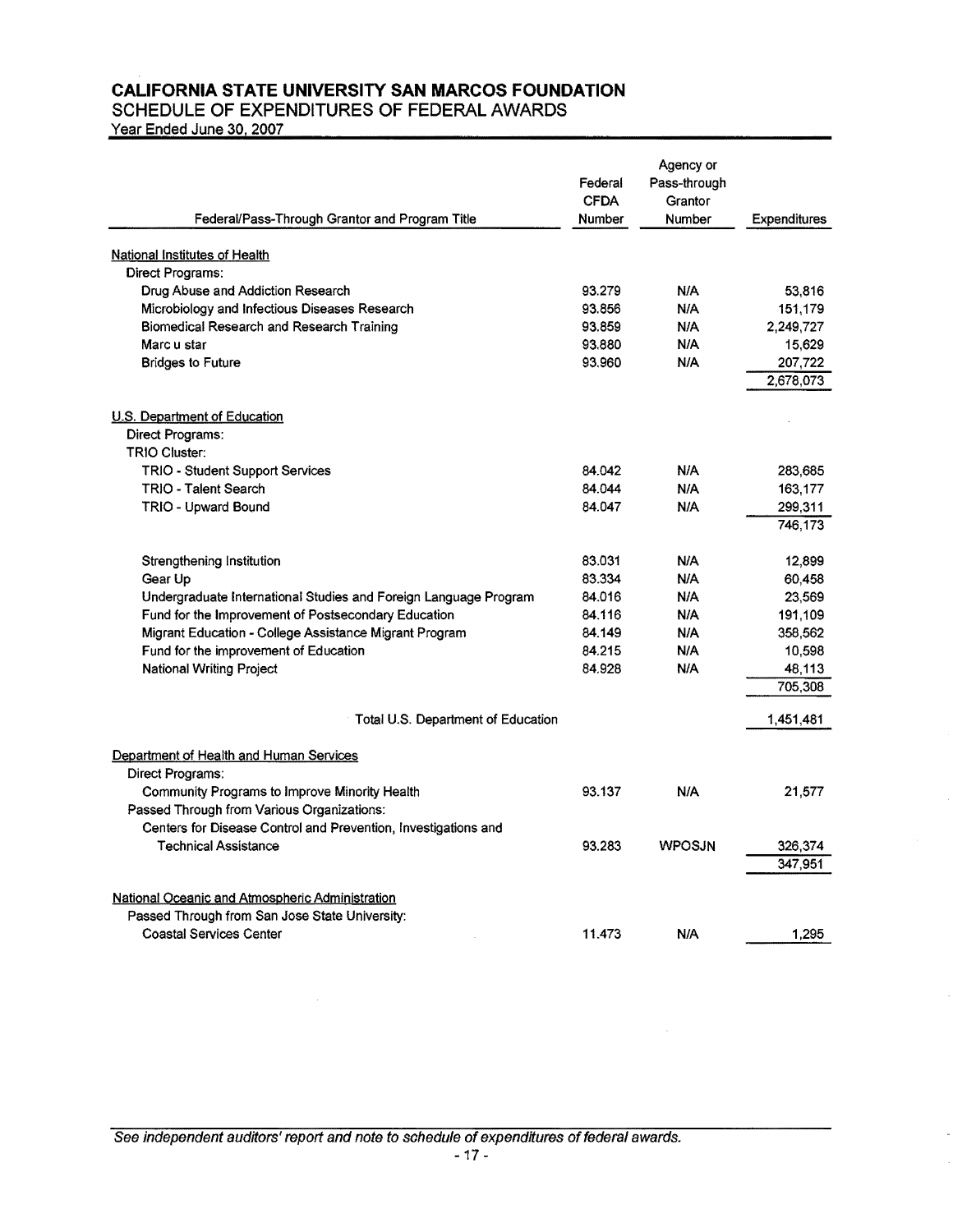# CALIFORNIA STATE UNIVERSITY SAN MARCOS FOUNDATION

## SCHEDULE OF EXPENDITURES OF FEDERAL AWARDS

Year Ended June 30, 2007

| Federal/Pass-Through Grantor and Program Title | Federal CFDA Number | Agency or Pass-through Grantor Number | Expenditures |
|---|---|---|---|
| National Institutes of Health | | | |
| Direct Programs: | | | |
| Drug Abuse and Addiction Research | 93.279 | N/A | 53,816 |
| Microbiology and Infectious Diseases Research | 93.856 | N/A | 151,179 |
| Biomedical Research and Research Training | 93.859 | N/A | 2,249,727 |
| Marc u star | 93.880 | N/A | 15,629 |
| Bridges to Future | 93.960 | N/A | 207,722 |
| | | | 2,678,073 |
| U.S. Department of Education | | | |
| Direct Programs: | | | |
| TRIO Cluster: | | | |
| TRIO - Student Support Services | 84.042 | N/A | 283,685 |
| TRIO - Talent Search | 84.044 | N/A | 163,177 |
| TRIO - Upward Bound | 84.047 | N/A | 299,311 |
| | | | 746,173 |
| Strengthening Institution | 83.031 | N/A | 12,899 |
| Gear Up | 83.334 | N/A | 60,458 |
| Undergraduate International Studies and Foreign Language Program | 84.016 | N/A | 23,569 |
| Fund for the Improvement of Postsecondary Education | 84.116 | N/A | 191,109 |
| Migrant Education - College Assistance Migrant Program | 84.149 | N/A | 358,562 |
| Fund for the improvement of Education | 84.215 | N/A | 10,598 |
| National Writing Project | 84.928 | N/A | 48,113 |
| | | | 705,308 |
| Total U.S. Department of Education | | | 1,451,481 |
| Department of Health and Human Services | | | |
| Direct Programs: | | | |
| Community Programs to Improve Minority Health | 93.137 | N/A | 21,577 |
| Passed Through from Various Organizations: | | | |
| Centers for Disease Control and Prevention, Investigations and Technical Assistance | 93.283 | WPOSJN | 326,374 |
| | | | 347,951 |
| National Oceanic and Atmospheric Administration | | | |
| Passed Through from San Jose State University: | | | |
| Coastal Services Center | 11.473 | N/A | 1,295 |

*See independent auditors' report and note to schedule of expenditures of federal awards.*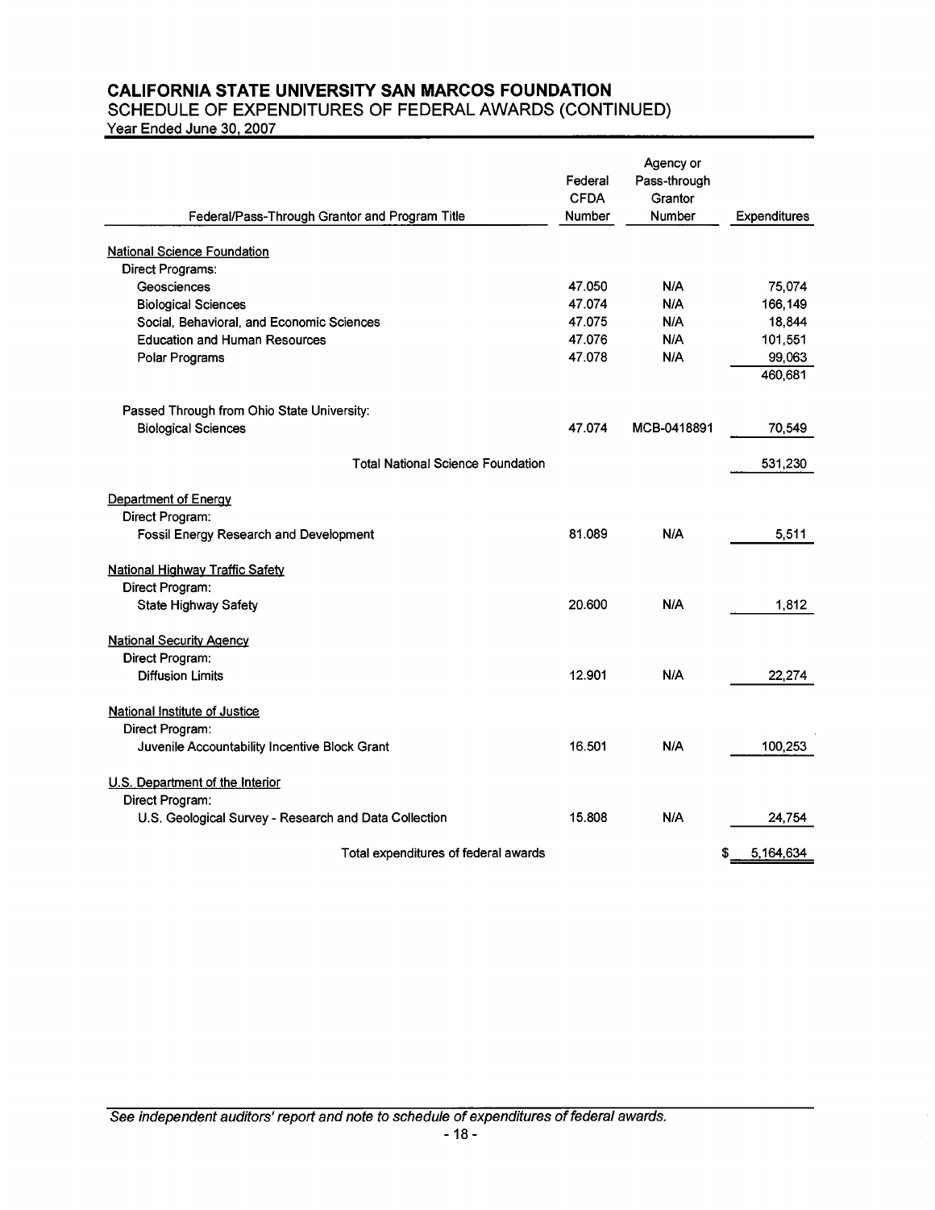# CALIFORNIA STATE UNIVERSITY SAN MARCOS FOUNDATION

## SCHEDULE OF EXPENDITURES OF FEDERAL AWARDS (CONTINUED)

Year Ended June 30, 2007

| Federal/Pass-Through Grantor and Program Title | Federal CFDA Number | Agency or Pass-through Grantor Number | Expenditures |
|---|---|---|---|
| National Science Foundation | | | |
| Direct Programs: | | | |
| Geosciences | 47.050 | N/A | 75,074 |
| Biological Sciences | 47.074 | N/A | 166,149 |
| Social, Behavioral, and Economic Sciences | 47.075 | N/A | 18,844 |
| Education and Human Resources | 47.076 | N/A | 101,551 |
| Polar Programs | 47.078 | N/A | 99,063 |
| | | | 460,681 |
| Passed Through from Ohio State University: | | | |
| Biological Sciences | 47.074 | MCB-0418891 | 70,549 |
| Total National Science Foundation | | | 531,230 |
| Department of Energy | | | |
| Direct Program: | | | |
| Fossil Energy Research and Development | 81.089 | N/A | 5,511 |
| National Highway Traffic Safety | | | |
| Direct Program: | | | |
| State Highway Safety | 20.600 | N/A | 1,812 |
| National Security Agency | | | |
| Direct Program: | | | |
| Diffusion Limits | 12.901 | N/A | 22,274 |
| National Institute of Justice | | | |
| Direct Program: | | | |
| Juvenile Accountability Incentive Block Grant | 16.501 | N/A | 100,253 |
| U.S. Department of the Interior | | | |
| Direct Program: | | | |
| U.S. Geological Survey - Research and Data Collection | 15.808 | N/A | 24,754 |
| Total expenditures of federal awards | | | $ 5,164,634 |

*See independent auditors' report and note to schedule of expenditures of federal awards.*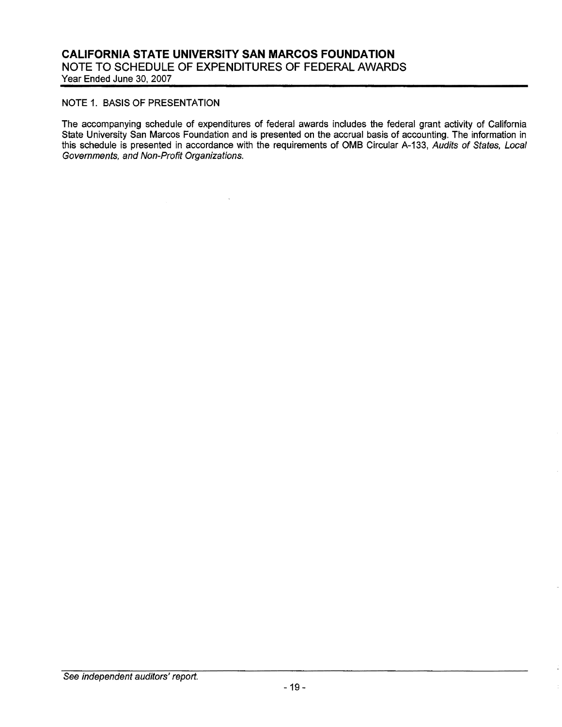# CALIFORNIA STATE UNIVERSITY SAN MARCOS FOUNDATION

## NOTE TO SCHEDULE OF EXPENDITURES OF FEDERAL AWARDS

Year Ended June 30, 2007

### NOTE 1. BASIS OF PRESENTATION

The accompanying schedule of expenditures of federal awards includes the federal grant activity of California State University San Marcos Foundation and is presented on the accrual basis of accounting. The information in this schedule is presented in accordance with the requirements of OMB Circular A-133, *Audits of States, Local Governments, and Non-Profit Organizations.*

*See independent auditors' report.*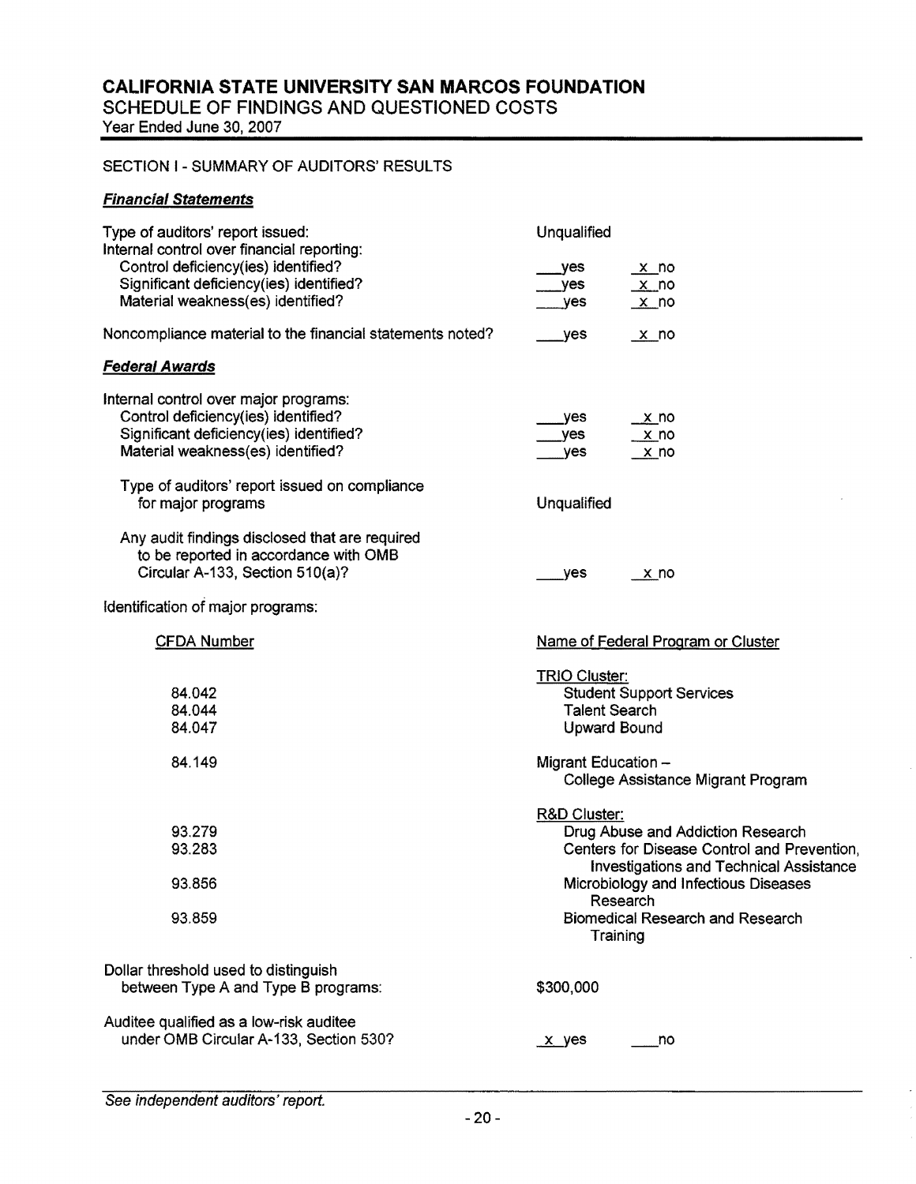# CALIFORNIA STATE UNIVERSITY SAN MARCOS FOUNDATION

## SCHEDULE OF FINDINGS AND QUESTIONED COSTS

Year Ended June 30, 2007

### SECTION I - SUMMARY OF AUDITORS' RESULTS

#### ***Financial Statements***

| | | |
|---|---|---|
| Type of auditors' report issued: | Unqualified | |
| Internal control over financial reporting: | | |
| Control deficiency(ies) identified? | ___yes | _x_ no |
| Significant deficiency(ies) identified? | ___yes | _x_ no |
| Material weakness(es) identified? | ___yes | _x_ no |
| Noncompliance material to the financial statements noted? | ___yes | _x_ no |

#### ***Federal Awards***

| | | |
|---|---|---|
| Internal control over major programs: | | |
| Control deficiency(ies) identified? | ___yes | _x_ no |
| Significant deficiency(ies) identified? | ___yes | _x_ no |
| Material weakness(es) identified? | ___yes | _x_ no |
| Type of auditors' report issued on compliance for major programs | Unqualified | |
| Any audit findings disclosed that are required to be reported in accordance with OMB Circular A-133, Section 510(a)? | ___yes | _x_ no |

Identification of major programs:

| CFDA Number | Name of Federal Program or Cluster |
|---|---|
| | TRIO Cluster: |
| 84.042 | Student Support Services |
| 84.044 | Talent Search |
| 84.047 | Upward Bound |
| 84.149 | Migrant Education – College Assistance Migrant Program |
| | R&D Cluster: |
| 93.279 | Drug Abuse and Addiction Research |
| 93.283 | Centers for Disease Control and Prevention, Investigations and Technical Assistance |
| 93.856 | Microbiology and Infectious Diseases Research |
| 93.859 | Biomedical Research and Research Training |

| | | |
|---|---|---|
| Dollar threshold used to distinguish between Type A and Type B programs: | $300,000 | |
| Auditee qualified as a low-risk auditee under OMB Circular A-133, Section 530? | _x_ yes | ___no |

*See independent auditors' report.*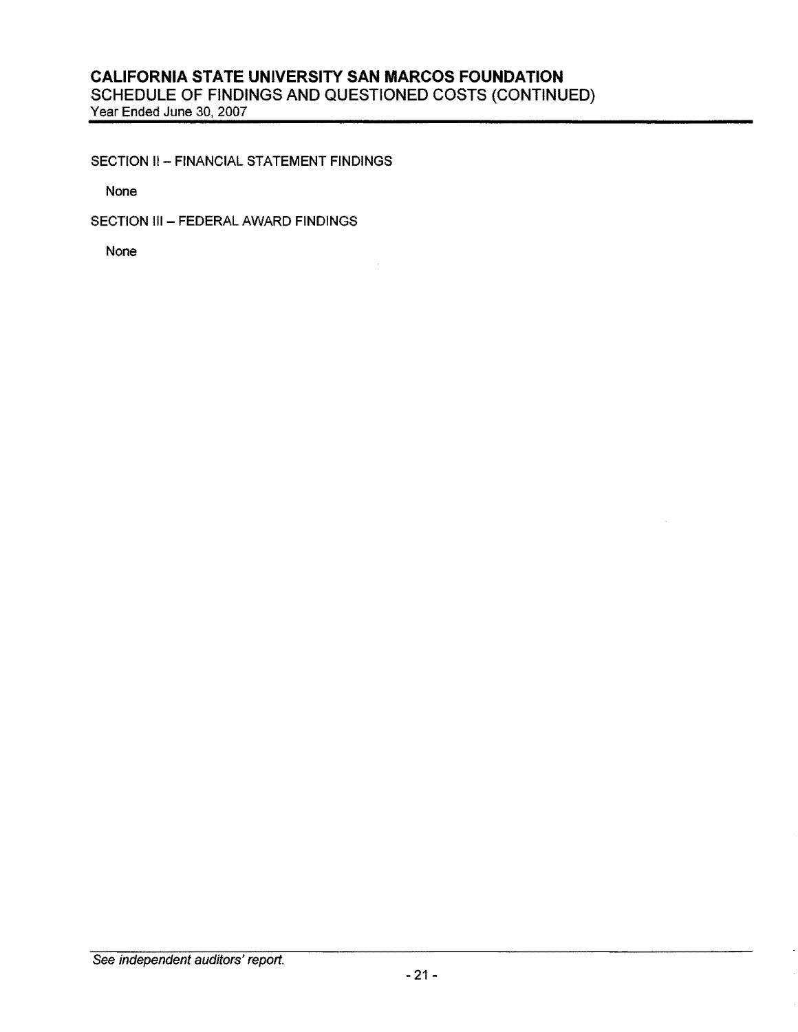# CALIFORNIA STATE UNIVERSITY SAN MARCOS FOUNDATION

## SCHEDULE OF FINDINGS AND QUESTIONED COSTS (CONTINUED)

Year Ended June 30, 2007

SECTION II – FINANCIAL STATEMENT FINDINGS

None

SECTION III – FEDERAL AWARD FINDINGS

None

*See independent auditors' report.*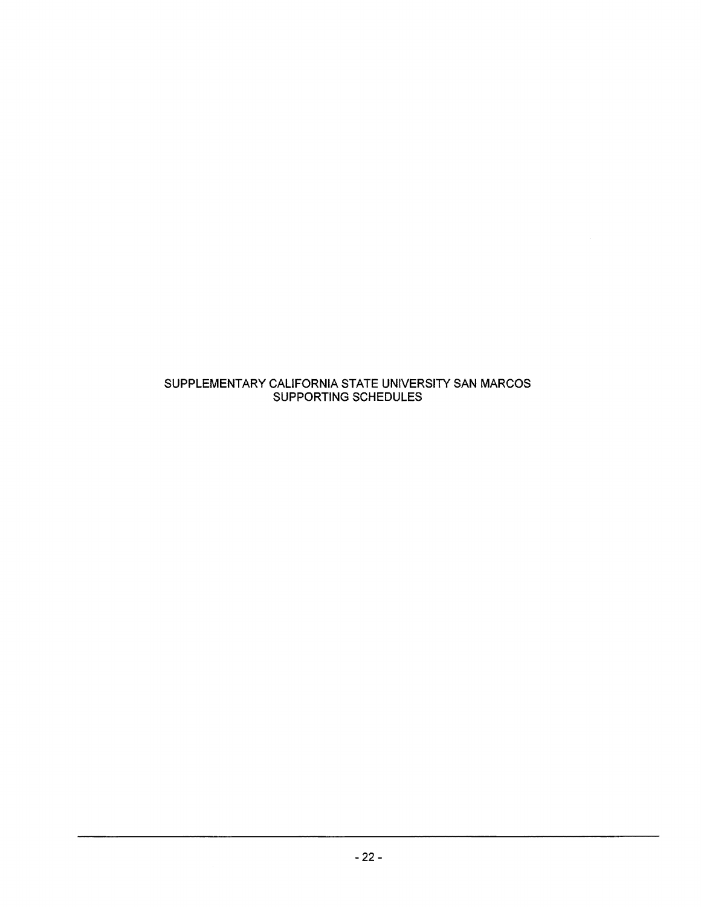SUPPLEMENTARY CALIFORNIA STATE UNIVERSITY SAN MARCOS
SUPPORTING SCHEDULES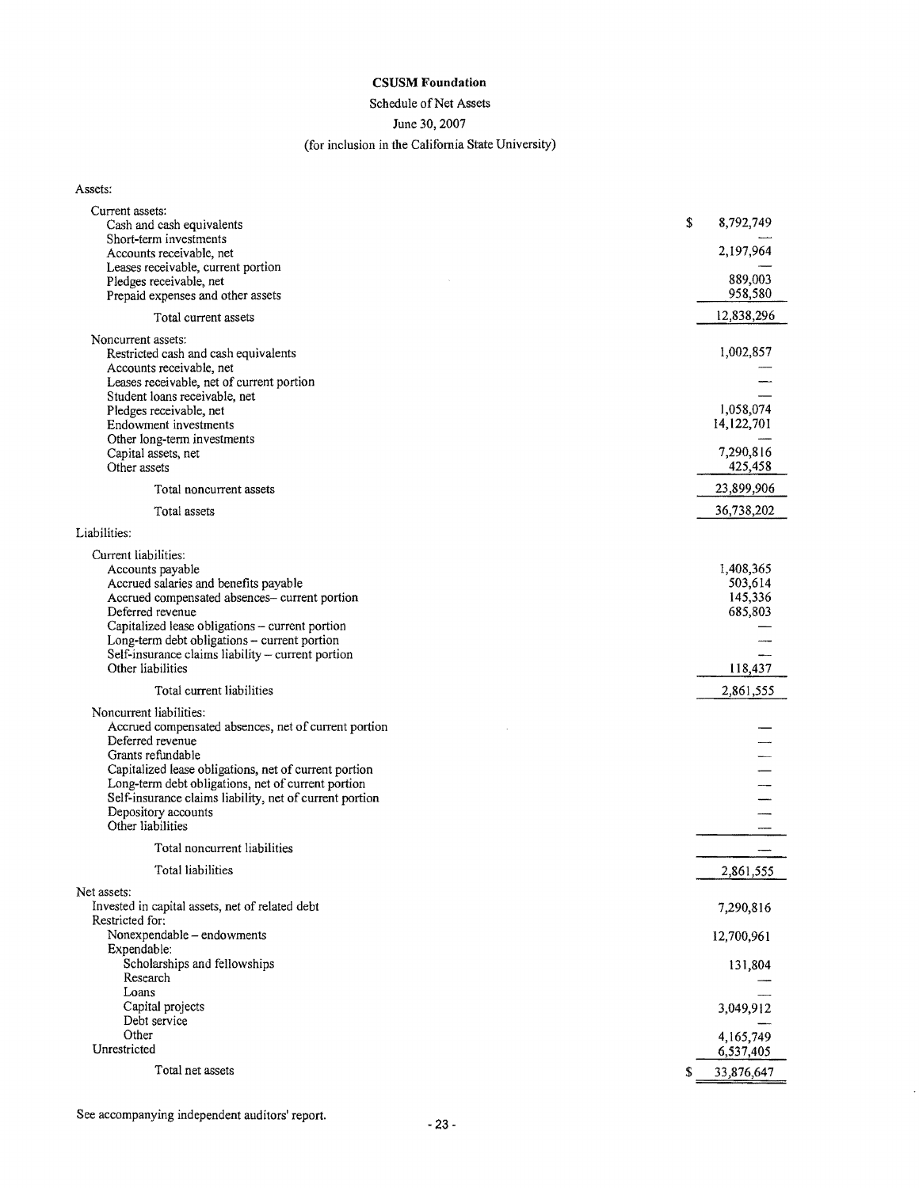**CSUSM Foundation**

Schedule of Net Assets

June 30, 2007

(for inclusion in the California State University)

| | |
|---|---|
| **Assets:** | |
| Current assets: | |
| Cash and cash equivalents | $ 8,792,749 |
| Short-term investments | — |
| Accounts receivable, net | 2,197,964 |
| Leases receivable, current portion | — |
| Pledges receivable, net | 889,003 |
| Prepaid expenses and other assets | 958,580 |
| Total current assets | 12,838,296 |
| Noncurrent assets: | |
| Restricted cash and cash equivalents | 1,002,857 |
| Accounts receivable, net | — |
| Leases receivable, net of current portion | — |
| Student loans receivable, net | — |
| Pledges receivable, net | 1,058,074 |
| Endowment investments | 14,122,701 |
| Other long-term investments | — |
| Capital assets, net | 7,290,816 |
| Other assets | 425,458 |
| Total noncurrent assets | 23,899,906 |
| Total assets | 36,738,202 |
| **Liabilities:** | |
| Current liabilities: | |
| Accounts payable | 1,408,365 |
| Accrued salaries and benefits payable | 503,614 |
| Accrued compensated absences– current portion | 145,336 |
| Deferred revenue | 685,803 |
| Capitalized lease obligations – current portion | — |
| Long-term debt obligations – current portion | — |
| Self-insurance claims liability – current portion | — |
| Other liabilities | 118,437 |
| Total current liabilities | 2,861,555 |
| Noncurrent liabilities: | |
| Accrued compensated absences, net of current portion | — |
| Deferred revenue | — |
| Grants refundable | — |
| Capitalized lease obligations, net of current portion | — |
| Long-term debt obligations, net of current portion | — |
| Self-insurance claims liability, net of current portion | — |
| Depository accounts | — |
| Other liabilities | — |
| Total noncurrent liabilities | — |
| Total liabilities | 2,861,555 |
| **Net assets:** | |
| Invested in capital assets, net of related debt | 7,290,816 |
| Restricted for: | |
| Nonexpendable – endowments | 12,700,961 |
| Expendable: | |
| Scholarships and fellowships | 131,804 |
| Research | — |
| Loans | — |
| Capital projects | 3,049,912 |
| Debt service | — |
| Other | 4,165,749 |
| Unrestricted | 6,537,405 |
| Total net assets | $ 33,876,647 |

See accompanying independent auditors' report.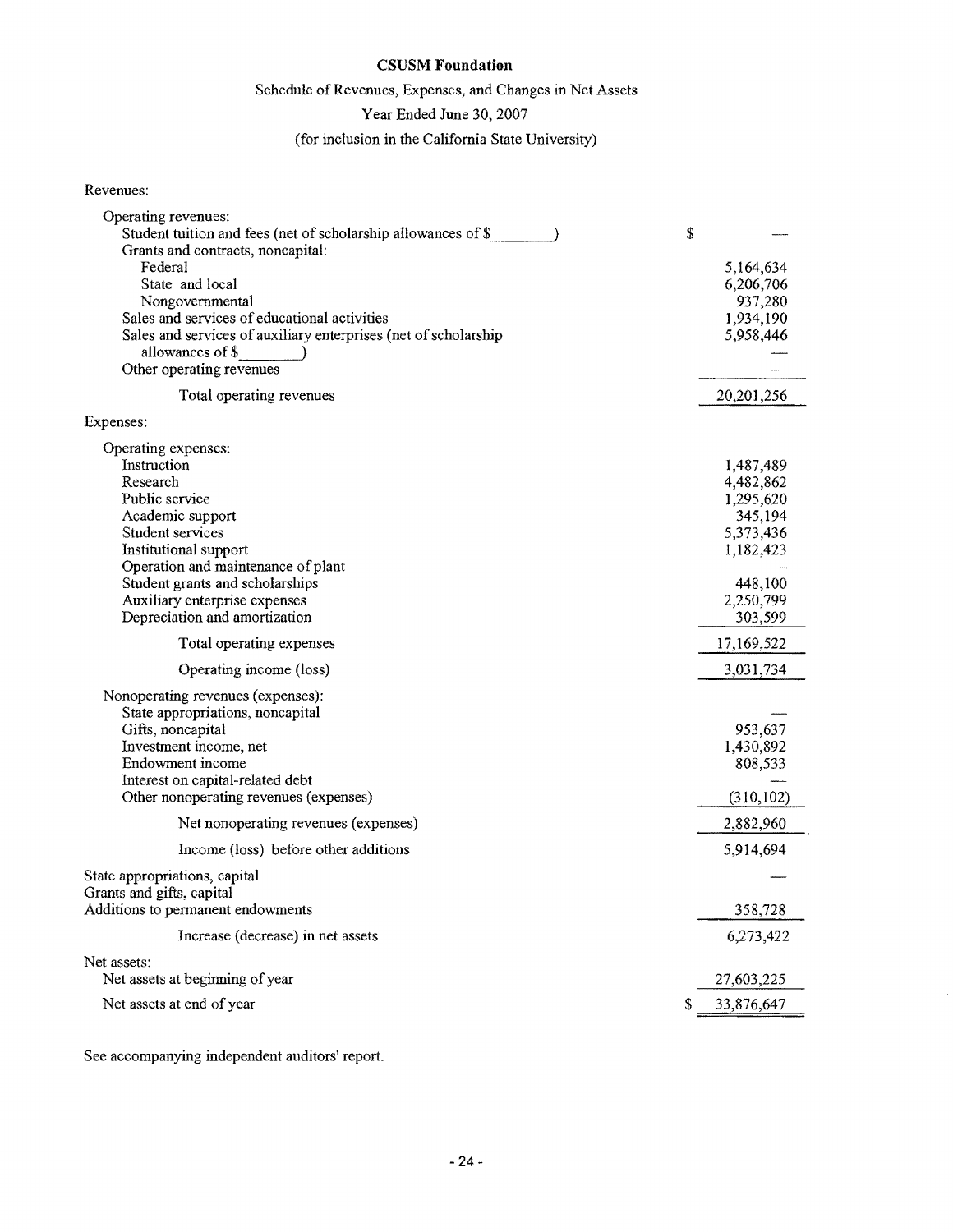**CSUSM Foundation**

Schedule of Revenues, Expenses, and Changes in Net Assets

Year Ended June 30, 2007

(for inclusion in the California State University)

| | |
|---|---|
| Revenues: | |
| Operating revenues: | |
| Student tuition and fees (net of scholarship allowances of $________) | $ — |
| Grants and contracts, noncapital: | |
| Federal | 5,164,634 |
| State and local | 6,206,706 |
| Nongovernmental | 937,280 |
| Sales and services of educational activities | 1,934,190 |
| Sales and services of auxiliary enterprises (net of scholarship allowances of $________) | 5,958,446 |
| | — |
| Other operating revenues | — |
| Total operating revenues | 20,201,256 |
| Expenses: | |
| Operating expenses: | |
| Instruction | 1,487,489 |
| Research | 4,482,862 |
| Public service | 1,295,620 |
| Academic support | 345,194 |
| Student services | 5,373,436 |
| Institutional support | 1,182,423 |
| Operation and maintenance of plant | — |
| Student grants and scholarships | 448,100 |
| Auxiliary enterprise expenses | 2,250,799 |
| Depreciation and amortization | 303,599 |
| Total operating expenses | 17,169,522 |
| Operating income (loss) | 3,031,734 |
| Nonoperating revenues (expenses): | |
| State appropriations, noncapital | — |
| Gifts, noncapital | 953,637 |
| Investment income, net | 1,430,892 |
| Endowment income | 808,533 |
| Interest on capital-related debt | — |
| Other nonoperating revenues (expenses) | (310,102) |
| Net nonoperating revenues (expenses) | 2,882,960 |
| Income (loss) before other additions | 5,914,694 |
| State appropriations, capital | — |
| Grants and gifts, capital | — |
| Additions to permanent endowments | 358,728 |
| Increase (decrease) in net assets | 6,273,422 |
| Net assets: | |
| Net assets at beginning of year | 27,603,225 |
| Net assets at end of year | $ 33,876,647 |

See accompanying independent auditors' report.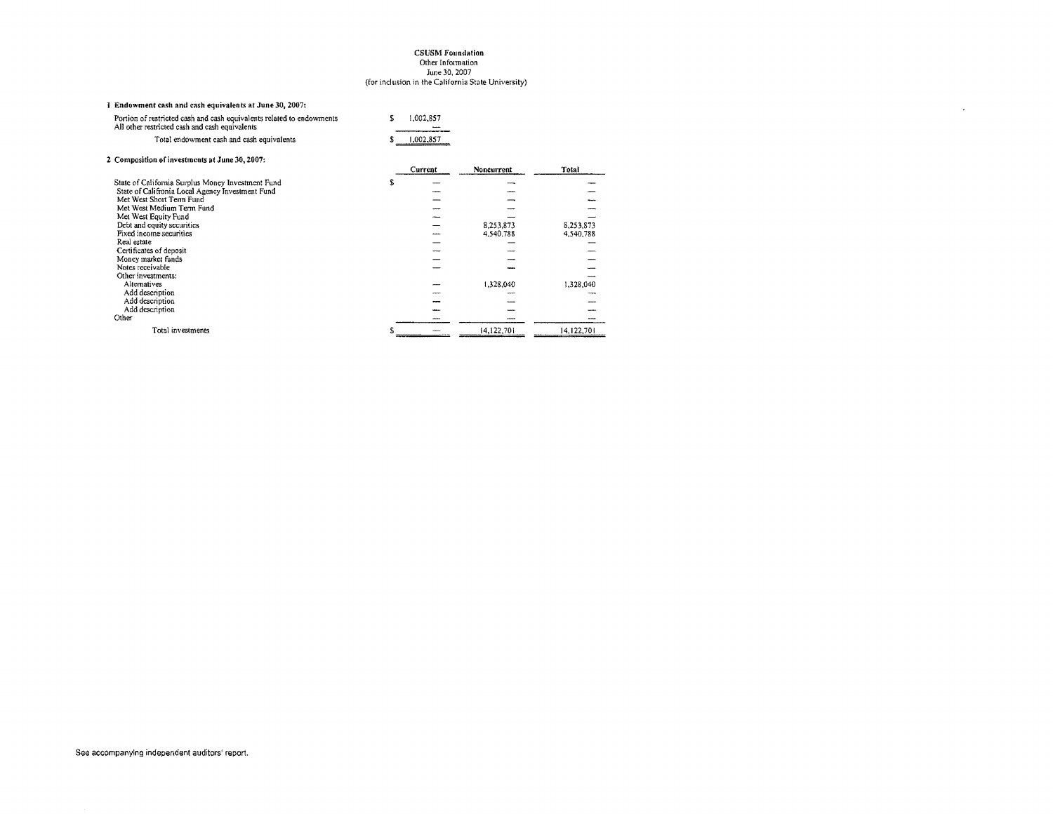**CSUSM Foundation**
Other Information
June 30, 2007
(for inclusion in the California State University)

**1 Endowment cash and cash equivalents at June 30, 2007:**

| | |
|---|---|
| Portion of restricted cash and cash equivalents related to endowments | $ 1,002,857 |
| All other restricted cash and cash equivalents | — |
| Total endowment cash and cash equivalents | $ 1,002,857 |

**2 Composition of investments at June 30, 2007:**

| | Current | Noncurrent | Total |
|---|---|---|---|
| State of California Surplus Money Investment Fund | $ — | — | — |
| State of Califronia Local Agency Investment Fund | — | — | — |
| Met West Short Term Fund | — | — | — |
| Met West Medium Term Fund | — | — | — |
| Met West Equity Fund | — | — | — |
| Debt and equity securities | — | 8,253,873 | 8,253,873 |
| Fixed income securities | — | 4,540,788 | 4,540,788 |
| Real estate | — | — | — |
| Certificates of deposit | — | — | — |
| Money market funds | — | — | — |
| Notes receivable | — | — | — |
| Other investments: | | | — |
| Alternatives | — | 1,328,040 | 1,328,040 |
| Add description | — | — | — |
| Add description | — | — | — |
| Add description | — | — | — |
| Other | — | — | — |
| Total investments | $ — | 14,122,701 | 14,122,701 |

See accompanying independent auditors' report.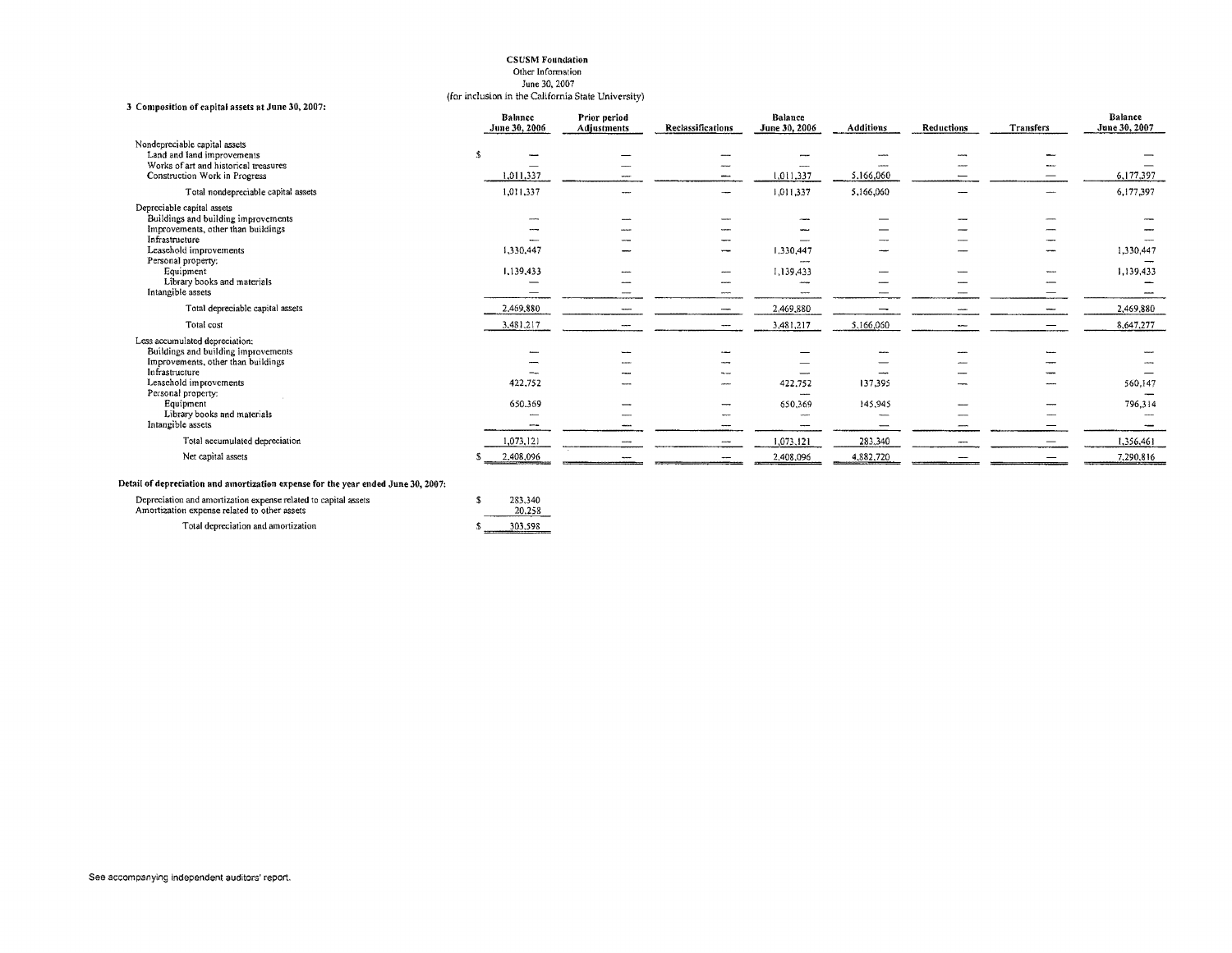# CSUSM Foundation

Other Information

June 30, 2007

(for inclusion in the California State University)

### 3 Composition of capital assets at June 30, 2007:

| | Balance June 30, 2006 | Prior period Adjustments | Reclassifications | Balance June 30, 2006 | Additions | Reductions | Transfers | Balance June 30, 2007 |
|---|---|---|---|---|---|---|---|---|
| Nondepreciable capital assets | | | | | | | | |
| Land and land improvements | $ — | — | — | — | — | — | — | — |
| Works of art and historical treasures | — | — | — | — | — | — | — | — |
| Construction Work in Progress | 1,011,337 | — | — | 1,011,337 | 5,166,060 | — | — | 6,177,397 |
| Total nondepreciable capital assets | 1,011,337 | — | — | 1,011,337 | 5,166,060 | — | — | 6,177,397 |
| Depreciable capital assets | | | | | | | | |
| Buildings and building improvements | — | — | — | — | — | — | — | — |
| Improvements, other than buildings | — | — | — | — | — | — | — | — |
| Infrastructure | — | — | — | — | — | — | — | — |
| Leasehold improvements | 1,330,447 | — | — | 1,330,447 | — | — | — | 1,330,447 |
| Personal property: | | | | | | | | |
| Equipment | 1,139,433 | — | — | 1,139,433 | — | — | — | 1,139,433 |
| Library books and materials | — | — | — | — | — | — | — | — |
| Intangible assets | — | — | — | — | — | — | — | — |
| Total depreciable capital assets | 2,469,880 | — | — | 2,469,880 | — | — | — | 2,469,880 |
| Total cost | 3,481,217 | — | — | 3,481,217 | 5,166,060 | — | — | 8,647,277 |
| Less accumulated depreciation: | | | | | | | | |
| Buildings and building improvements | — | — | — | — | — | — | — | — |
| Improvements, other than buildings | — | — | — | — | — | — | — | — |
| Infrastructure | — | — | — | — | — | — | — | — |
| Leasehold improvements | 422,752 | — | — | 422,752 | 137,395 | — | — | 560,147 |
| Personal property: | | | | | | | | |
| Equipment | 650,369 | — | — | 650,369 | 145,945 | — | — | 796,314 |
| Library books and materials | — | — | — | — | — | — | — | — |
| Intangible assets | — | — | — | — | — | — | — | — |
| Total accumulated depreciation | 1,073,121 | — | — | 1,073,121 | 283,340 | — | — | 1,356,461 |
| Net capital assets | $ 2,408,096 | — | — | 2,408,096 | 4,882,720 | — | — | 7,290,816 |

### Detail of depreciation and amortization expense for the year ended June 30, 2007:

| | |
|---|---|
| Depreciation and amortization expense related to capital assets | $ 283,340 |
| Amortization expense related to other assets | 20,258 |
| Total depreciation and amortization | $ 303,598 |

See accompanying independent auditors' report.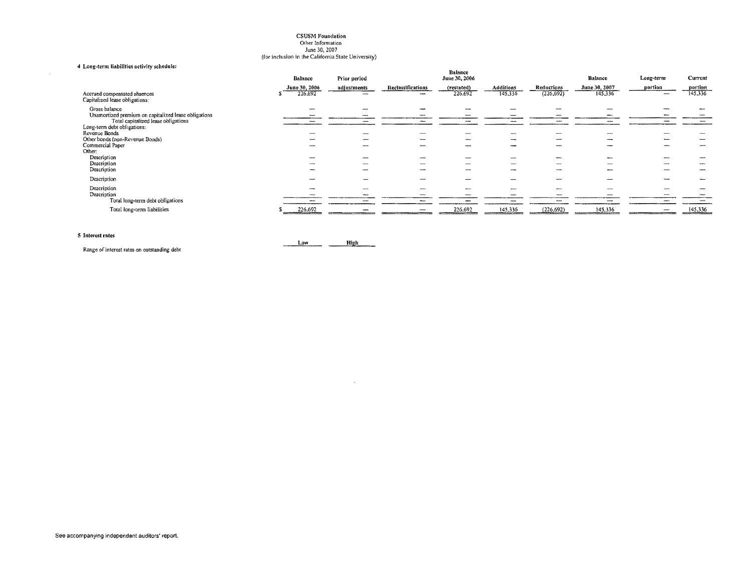CSUSM Foundation
Other Information
June 30, 2007
(for inclusion in the California State University)

**4 Long-term liabilities activity schedule:**

| | Balance June 30, 2006 | Prior period adjustments | Reclassifications | Balance June 30, 2006 (restated) | Additions | Reductions | Balance June 30, 2007 | Long-term portion | Current portion |
|---|---|---|---|---|---|---|---|---|---|
| Accrued compensated absences | $ 226,692 | — | — | 226,692 | 145,336 | (226,692) | 145,336 | — | 145,336 |
| Capitalized lease obligations: | | | | | | | | | |
| Gross balance | — | — | — | — | — | — | — | — | — |
| Unamortized premium on capitalized lease obligations | — | — | — | — | — | — | — | — | — |
| Total capitalized lease obligations | — | — | — | — | — | — | — | — | — |
| Long-term debt obligations: | | | | | | | | | |
| Revenue Bonds | — | — | — | — | — | — | — | — | — |
| Other bonds (non-Revenue Bonds) | — | — | — | — | — | — | — | — | — |
| Commercial Paper | — | — | — | — | — | — | — | — | — |
| Other: | | | | | | | | | |
| Description | — | — | — | — | — | — | — | — | — |
| Description | — | — | — | — | — | — | — | — | — |
| Description | — | — | — | — | — | — | — | — | — |
| Description | — | — | — | — | — | — | — | — | — |
| Description | — | — | — | — | — | — | — | — | — |
| Description | — | — | — | — | — | — | — | — | — |
| Total long-term debt obligations | — | — | — | — | — | — | — | — | — |
| Total long-term liabilities | $ 226,692 | — | — | 226,692 | 145,336 | (226,692) | 145,336 | — | 145,336 |

**5 Interest rates**

| | Low | High |
|---|---|---|
| Range of interest rates on outstanding debt | | |

See accompanying independent auditors' report.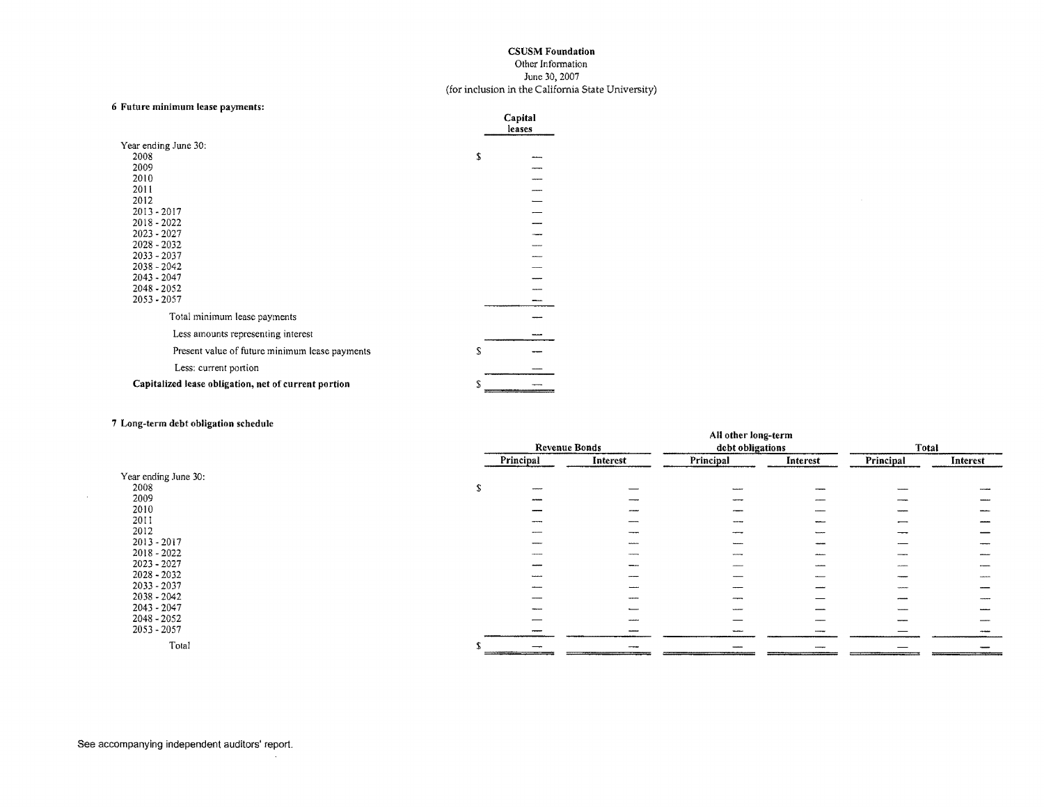# CSUSM Foundation

Other Information

June 30, 2007

(for inclusion in the California State University)

## 6 Future minimum lease payments:

| | Capital leases |
|---|---|
| Year ending June 30: | |
| 2008 | $ — |
| 2009 | — |
| 2010 | — |
| 2011 | — |
| 2012 | — |
| 2013 - 2017 | — |
| 2018 - 2022 | — |
| 2023 - 2027 | — |
| 2028 - 2032 | — |
| 2033 - 2037 | — |
| 2038 - 2042 | — |
| 2043 - 2047 | — |
| 2048 - 2052 | — |
| 2053 - 2057 | — |
| Total minimum lease payments | — |
| Less amounts representing interest | — |
| Present value of future minimum lease payments | $ — |
| Less: current portion | — |
| **Capitalized lease obligation, net of current portion** | $ — |

## 7 Long-term debt obligation schedule

| | Revenue Bonds | | All other long-term debt obligations | | Total | |
|---|---|---|---|---|---|---|
| | Principal | Interest | Principal | Interest | Principal | Interest |
| Year ending June 30: | | | | | | |
| 2008 | $ — | — | — | — | — | — |
| 2009 | — | — | — | — | — | — |
| 2010 | — | — | — | — | — | — |
| 2011 | — | — | — | — | — | — |
| 2012 | — | — | — | — | — | — |
| 2013 - 2017 | — | — | — | — | — | — |
| 2018 - 2022 | — | — | — | — | — | — |
| 2023 - 2027 | — | — | — | — | — | — |
| 2028 - 2032 | — | — | — | — | — | — |
| 2033 - 2037 | — | — | — | — | — | — |
| 2038 - 2042 | — | — | — | — | — | — |
| 2043 - 2047 | — | — | — | — | — | — |
| 2048 - 2052 | — | — | — | — | — | — |
| 2053 - 2057 | — | — | — | — | — | — |
| Total | $ — | — | — | — | — | — |

See accompanying independent auditors' report.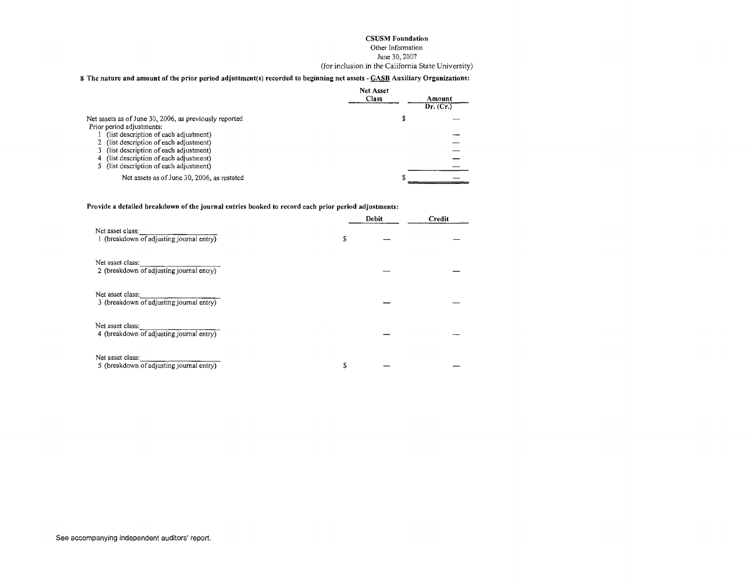**CSUSM Foundation**
Other Information
June 30, 2007
(for inclusion in the California State University)

**8 The nature and amount of the prior period adjustment(s) recorded to beginning net assets - GASB Auxiliary Organizations:**

| | Net Asset Class | Amount Dr. (Cr.) |
|---|---|---|
| Net assets as of June 30, 2006, as previously reported | | $ — |
| Prior period adjustments: | | |
| 1 (list description of each adjustment) | | — |
| 2 (list description of each adjustment) | | — |
| 3 (list description of each adjustment) | | — |
| 4 (list description of each adjustment) | | — |
| 5 (list description of each adjustment) | | — |
| Net assets as of June 30, 2006, as restated | | $ — |

**Provide a detailed breakdown of the journal entries booked to record each prior period adjustments:**

| | Debit | Credit |
|---|---|---|
| Net asset class: ____________ | | |
| 1 (breakdown of adjusting journal entry) | $ — | — |
| Net asset class: ____________ | | |
| 2 (breakdown of adjusting journal entry) | — | — |
| Net asset class: ____________ | | |
| 3 (breakdown of adjusting journal entry) | — | — |
| Net asset class: ____________ | | |
| 4 (breakdown of adjusting journal entry) | — | — |
| Net asset class: ____________ | | |
| 5 (breakdown of adjusting journal entry) | $ — | — |

See accompanying independent auditors' report.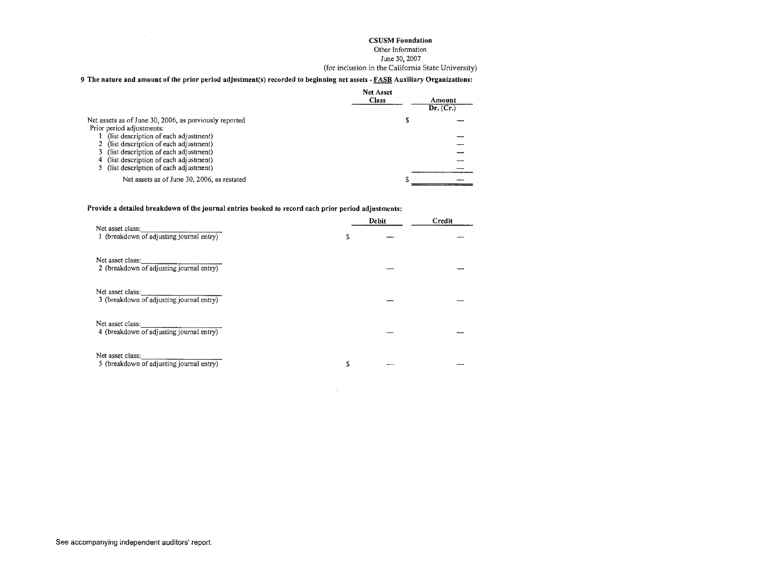**CSUSM Foundation**
Other Information
June 30, 2007
(for inclusion in the California State University)

**9 The nature and amount of the prior period adjustment(s) recorded to beginning net assets - FASB Auxiliary Organizations:**

| | Net Asset Class | Amount Dr. (Cr.) |
|---|---|---|
| Net assets as of June 30, 2006, as previously reported | | $ — |
| Prior period adjustments: | | |
| 1 (list description of each adjustment) | | — |
| 2 (list description of each adjustment) | | — |
| 3 (list description of each adjustment) | | — |
| 4 (list description of each adjustment) | | — |
| 5 (list description of each adjustment) | | — |
| Net assets as of June 30, 2006, as restated | | $ — |

**Provide a detailed breakdown of the journal entries booked to record each prior period adjustments:**

| | Debit | Credit |
|---|---|---|
| Net asset class:\_\_\_\_\_\_\_\_\_\_\_\_\_\_\_\_\_\_\_\_ | | |
| 1 (breakdown of adjusting journal entry) | $ — | — |
| Net asset class:\_\_\_\_\_\_\_\_\_\_\_\_\_\_\_\_\_\_\_\_ | | |
| 2 (breakdown of adjusting journal entry) | — | — |
| Net asset class:\_\_\_\_\_\_\_\_\_\_\_\_\_\_\_\_\_\_\_\_ | | |
| 3 (breakdown of adjusting journal entry) | — | — |
| Net asset class:\_\_\_\_\_\_\_\_\_\_\_\_\_\_\_\_\_\_\_\_ | | |
| 4 (breakdown of adjusting journal entry) | — | — |
| Net asset class:\_\_\_\_\_\_\_\_\_\_\_\_\_\_\_\_\_\_\_\_ | | |
| 5 (breakdown of adjusting journal entry) | $ — | — |

See accompanying independent auditors' report.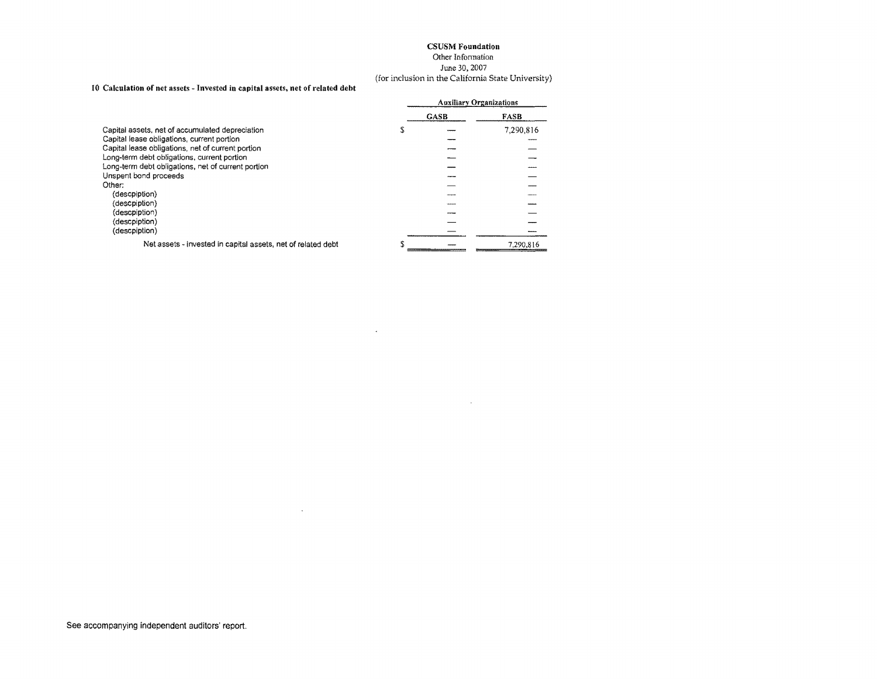**CSUSM Foundation**
Other Information
June 30, 2007
(for inclusion in the California State University)

**10 Calculation of net assets - Invested in capital assets, net of related debt**

| | Auxiliary Organizations | |
|---|---|---|
| | **GASB** | **FASB** |
| Capital assets, net of accumulated depreciation | $ — | 7,290,816 |
| Capital lease obligations, current portion | — | — |
| Capital lease obligations, net of current portion | — | — |
| Long-term debt obligations, current portion | — | — |
| Long-term debt obligations, net of current portion | — | — |
| Unspent bond proceeds | — | — |
| Other: | — | — |
| (descpiption) | — | — |
| (descpiption) | — | — |
| (descpiption) | — | — |
| (descpiption) | — | — |
| (descpiption) | — | — |
| Net assets - invested in capital assets, net of related debt | $ — | 7,290,816 |

See accompanying independent auditors' report.